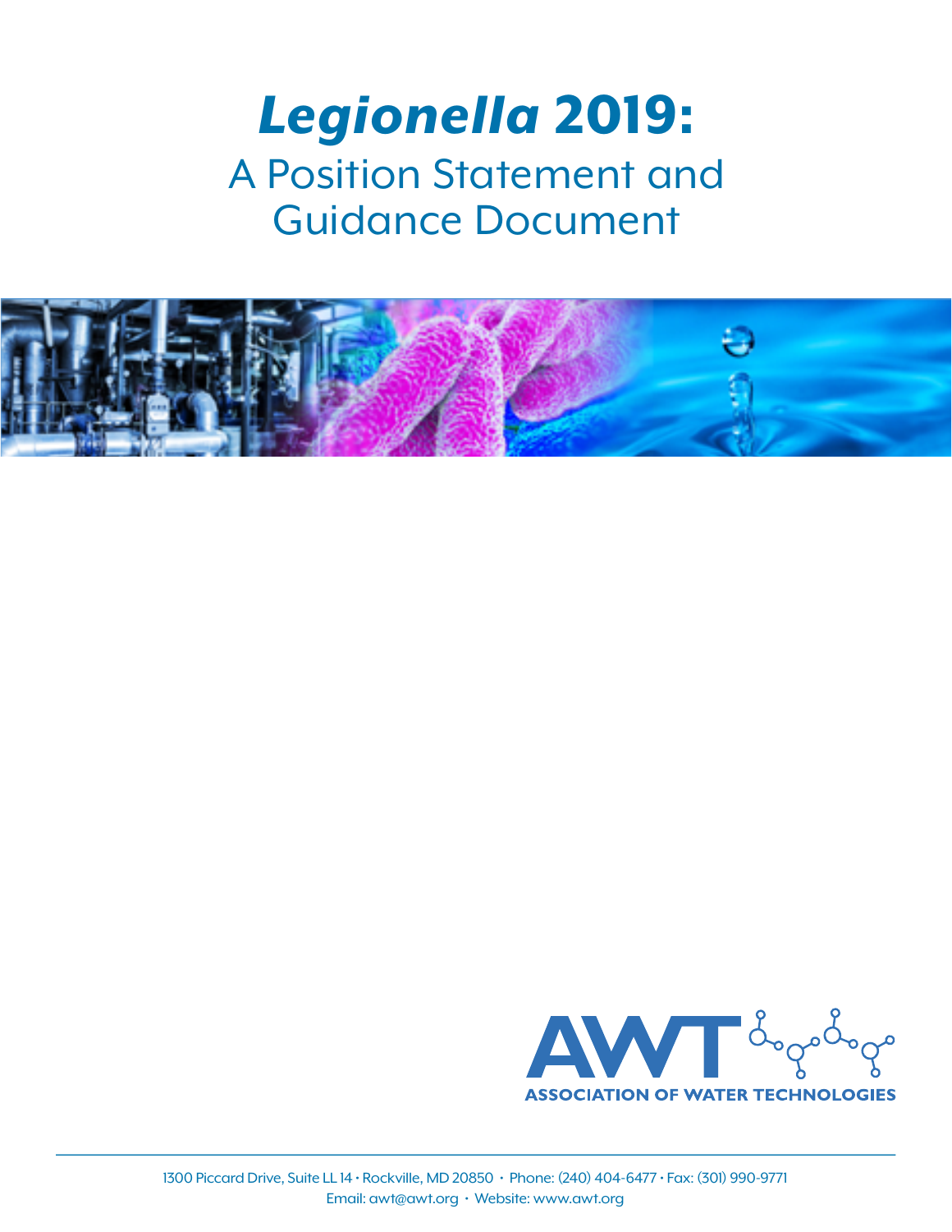# *Legionella* 2019:

## A Position Statement and Guidance Document

AWT

ASSOCIATION OF WATER TECHNOLOGIES

1300 Piccard Drive, Suite LL 14 • Rockville, MD 20850 • Phone: (240) 404-6477 • Fax: (301) 990-9771
Email: awt@awt.org • Website: www.awt.org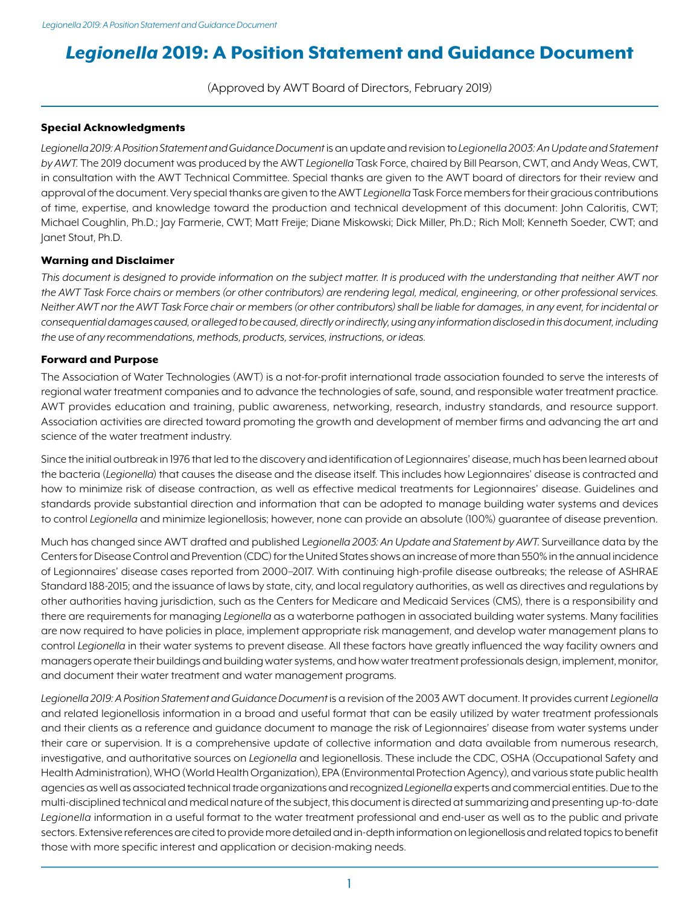# *Legionella* 2019: A Position Statement and Guidance Document

(Approved by AWT Board of Directors, February 2019)

### Special Acknowledgments

*Legionella 2019: A Position Statement and Guidance Document* is an update and revision to *Legionella 2003: An Update and Statement by AWT.* The 2019 document was produced by the AWT *Legionella* Task Force, chaired by Bill Pearson, CWT, and Andy Weas, CWT, in consultation with the AWT Technical Committee. Special thanks are given to the AWT board of directors for their review and approval of the document. Very special thanks are given to the AWT *Legionella* Task Force members for their gracious contributions of time, expertise, and knowledge toward the production and technical development of this document: John Caloritis, CWT; Michael Coughlin, Ph.D.; Jay Farmerie, CWT; Matt Freije; Diane Miskowski; Dick Miller, Ph.D.; Rich Moll; Kenneth Soeder, CWT; and Janet Stout, Ph.D.

### Warning and Disclaimer

*This document is designed to provide information on the subject matter. It is produced with the understanding that neither AWT nor the AWT Task Force chairs or members (or other contributors) are rendering legal, medical, engineering, or other professional services. Neither AWT nor the AWT Task Force chair or members (or other contributors) shall be liable for damages, in any event, for incidental or consequential damages caused, or alleged to be caused, directly or indirectly, using any information disclosed in this document, including the use of any recommendations, methods, products, services, instructions, or ideas.*

### Forward and Purpose

The Association of Water Technologies (AWT) is a not-for-profit international trade association founded to serve the interests of regional water treatment companies and to advance the technologies of safe, sound, and responsible water treatment practice. AWT provides education and training, public awareness, networking, research, industry standards, and resource support. Association activities are directed toward promoting the growth and development of member firms and advancing the art and science of the water treatment industry.

Since the initial outbreak in 1976 that led to the discovery and identification of Legionnaires' disease, much has been learned about the bacteria (*Legionella*) that causes the disease and the disease itself. This includes how Legionnaires' disease is contracted and how to minimize risk of disease contraction, as well as effective medical treatments for Legionnaires' disease. Guidelines and standards provide substantial direction and information that can be adopted to manage building water systems and devices to control *Legionella* and minimize legionellosis; however, none can provide an absolute (100%) guarantee of disease prevention.

Much has changed since AWT drafted and published L*egionella 2003: An Update and Statement by AWT.* Surveillance data by the Centers for Disease Control and Prevention (CDC) for the United States shows an increase of more than 550% in the annual incidence of Legionnaires' disease cases reported from 2000–2017. With continuing high-profile disease outbreaks; the release of ASHRAE Standard 188-2015; and the issuance of laws by state, city, and local regulatory authorities, as well as directives and regulations by other authorities having jurisdiction, such as the Centers for Medicare and Medicaid Services (CMS), there is a responsibility and there are requirements for managing *Legionella* as a waterborne pathogen in associated building water systems. Many facilities are now required to have policies in place, implement appropriate risk management, and develop water management plans to control *Legionella* in their water systems to prevent disease. All these factors have greatly influenced the way facility owners and managers operate their buildings and building water systems, and how water treatment professionals design, implement, monitor, and document their water treatment and water management programs.

*Legionella 2019: A Position Statement and Guidance Document* is a revision of the 2003 AWT document. It provides current *Legionella* and related legionellosis information in a broad and useful format that can be easily utilized by water treatment professionals and their clients as a reference and guidance document to manage the risk of Legionnaires' disease from water systems under their care or supervision. It is a comprehensive update of collective information and data available from numerous research, investigative, and authoritative sources on *Legionella* and legionellosis. These include the CDC, OSHA (Occupational Safety and Health Administration), WHO (World Health Organization), EPA (Environmental Protection Agency), and various state public health agencies as well as associated technical trade organizations and recognized *Legionella* experts and commercial entities. Due to the multi-disciplined technical and medical nature of the subject, this document is directed at summarizing and presenting up-to-date *Legionella* information in a useful format to the water treatment professional and end-user as well as to the public and private sectors. Extensive references are cited to provide more detailed and in-depth information on legionellosis and related topics to benefit those with more specific interest and application or decision-making needs.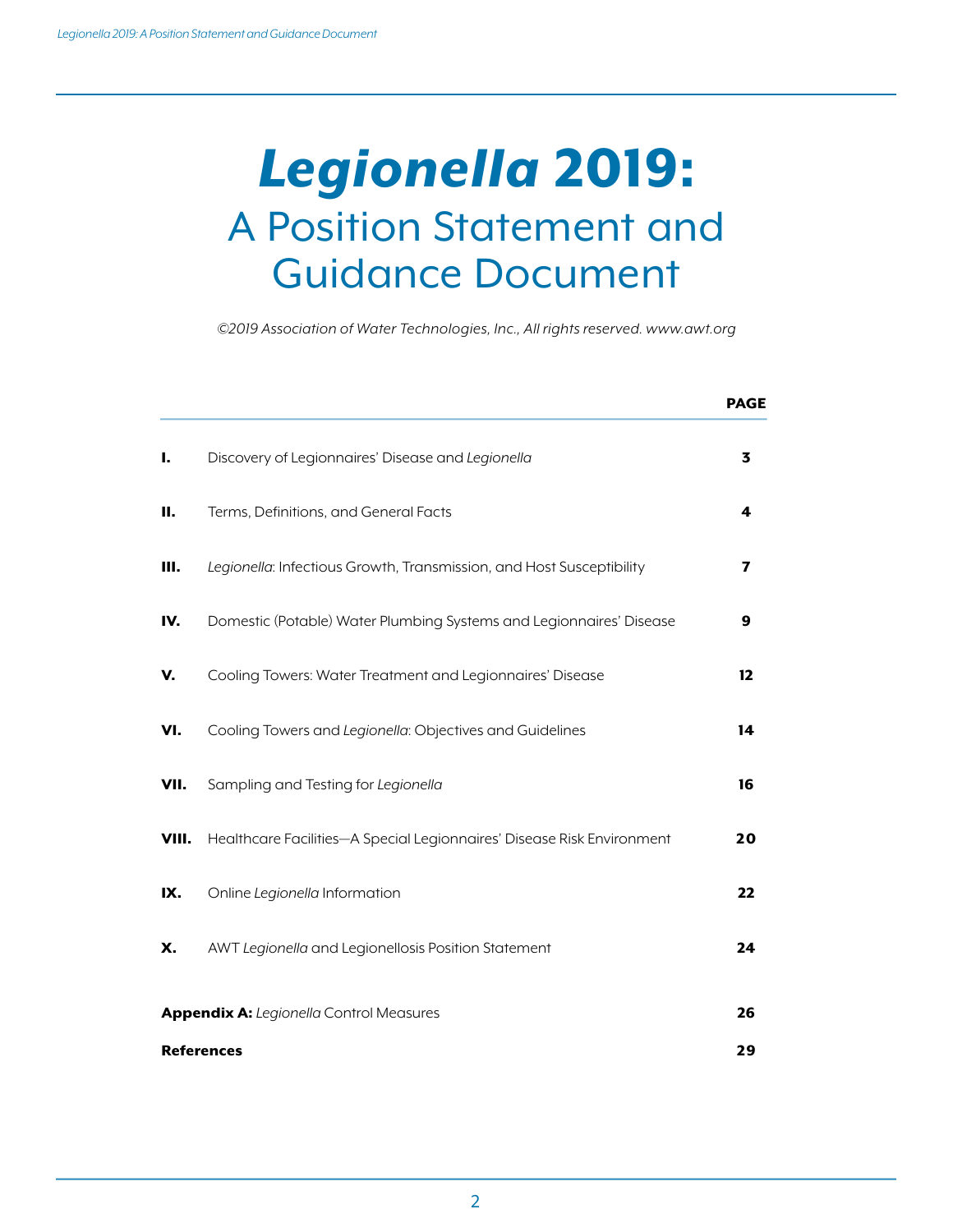# *Legionella* 2019: A Position Statement and Guidance Document

*©2019 Association of Water Technologies, Inc., All rights reserved. www.awt.org*

| | | PAGE |
|---|---|---|
| **I.** | Discovery of Legionnaires' Disease and *Legionella* | **3** |
| **II.** | Terms, Definitions, and General Facts | **4** |
| **III.** | *Legionella*: Infectious Growth, Transmission, and Host Susceptibility | **7** |
| **IV.** | Domestic (Potable) Water Plumbing Systems and Legionnaires' Disease | **9** |
| **V.** | Cooling Towers: Water Treatment and Legionnaires' Disease | **12** |
| **VI.** | Cooling Towers and *Legionella*: Objectives and Guidelines | **14** |
| **VII.** | Sampling and Testing for *Legionella* | **16** |
| **VIII.** | Healthcare Facilities—A Special Legionnaires' Disease Risk Environment | **20** |
| **IX.** | Online *Legionella* Information | **22** |
| **X.** | AWT *Legionella* and Legionellosis Position Statement | **24** |
| **Appendix A:** | *Legionella* Control Measures | **26** |
| **References** | | **29** |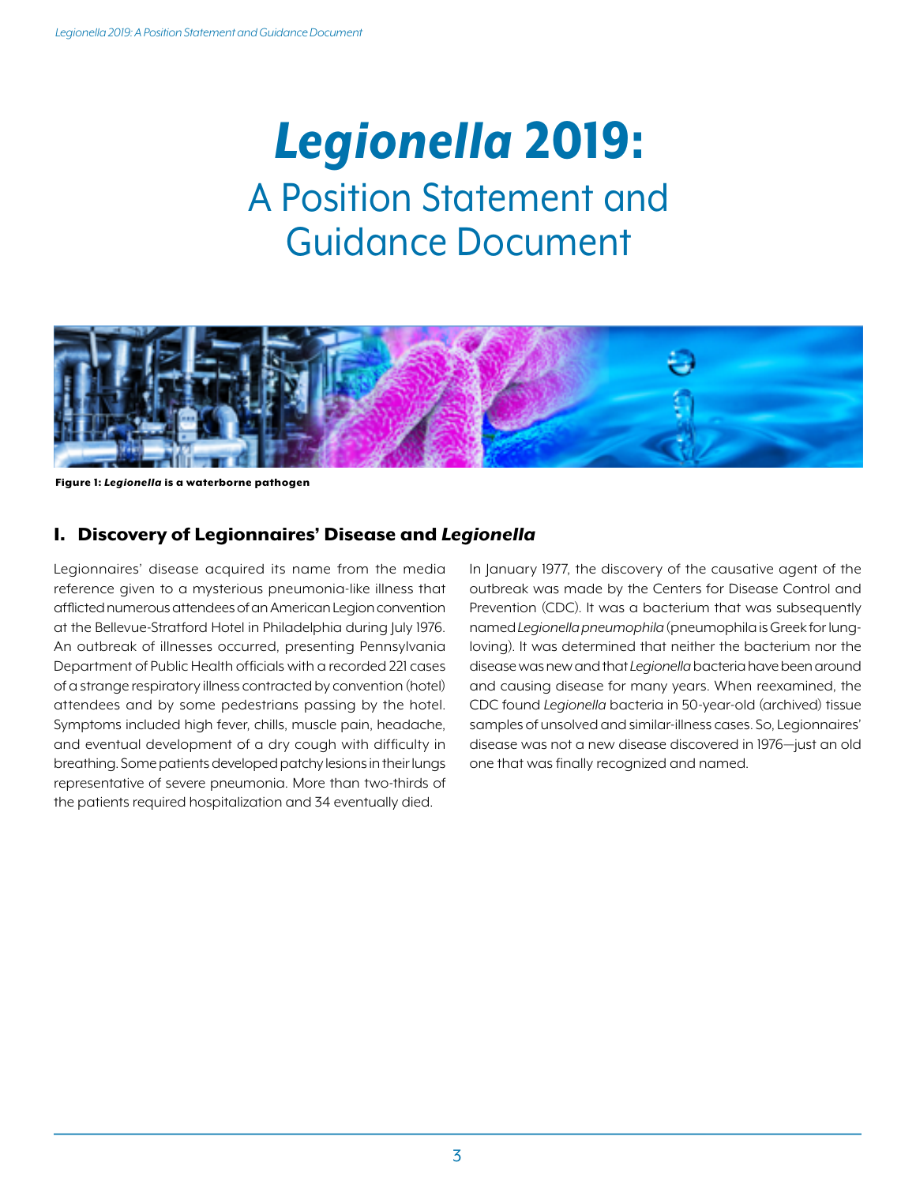# *Legionella* 2019: A Position Statement and Guidance Document

**Figure 1: *Legionella* is a waterborne pathogen**

## I. Discovery of Legionnaires' Disease and *Legionella*

Legionnaires' disease acquired its name from the media reference given to a mysterious pneumonia-like illness that afflicted numerous attendees of an American Legion convention at the Bellevue-Stratford Hotel in Philadelphia during July 1976. An outbreak of illnesses occurred, presenting Pennsylvania Department of Public Health officials with a recorded 221 cases of a strange respiratory illness contracted by convention (hotel) attendees and by some pedestrians passing by the hotel. Symptoms included high fever, chills, muscle pain, headache, and eventual development of a dry cough with difficulty in breathing. Some patients developed patchy lesions in their lungs representative of severe pneumonia. More than two-thirds of the patients required hospitalization and 34 eventually died.

In January 1977, the discovery of the causative agent of the outbreak was made by the Centers for Disease Control and Prevention (CDC). It was a bacterium that was subsequently named *Legionella pneumophila* (pneumophila is Greek for lung-loving). It was determined that neither the bacterium nor the disease was new and that *Legionella* bacteria have been around and causing disease for many years. When reexamined, the CDC found *Legionella* bacteria in 50-year-old (archived) tissue samples of unsolved and similar-illness cases. So, Legionnaires' disease was not a new disease discovered in 1976—just an old one that was finally recognized and named.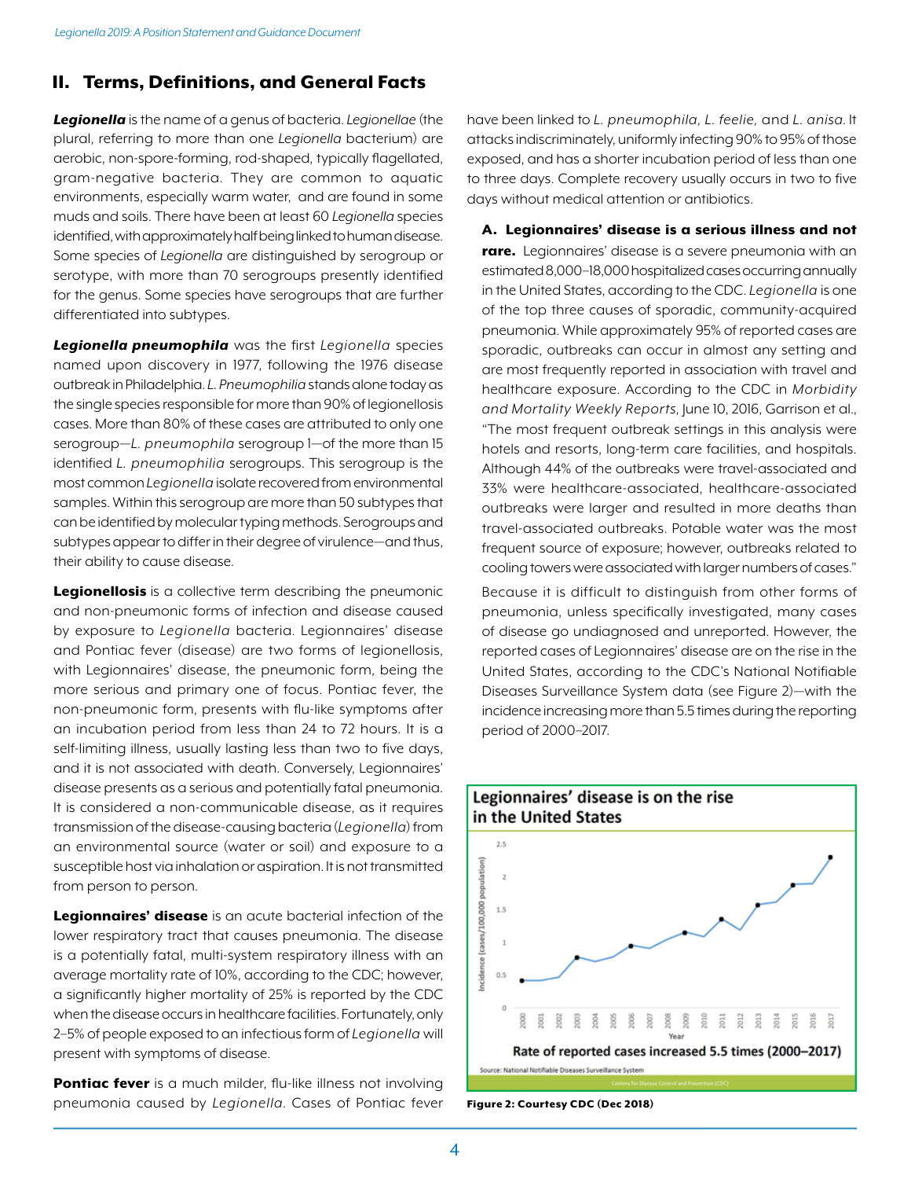## II. Terms, Definitions, and General Facts

***Legionella*** is the name of a genus of bacteria. *Legionellae* (the plural, referring to more than one *Legionella* bacterium) are aerobic, non-spore-forming, rod-shaped, typically flagellated, gram-negative bacteria. They are common to aquatic environments, especially warm water, and are found in some muds and soils. There have been at least 60 *Legionella* species identified, with approximately half being linked to human disease. Some species of *Legionella* are distinguished by serogroup or serotype, with more than 70 serogroups presently identified for the genus. Some species have serogroups that are further differentiated into subtypes.

***Legionella pneumophila*** was the first *Legionella* species named upon discovery in 1977, following the 1976 disease outbreak in Philadelphia. *L. Pneumophilia* stands alone today as the single species responsible for more than 90% of legionellosis cases. More than 80% of these cases are attributed to only one serogroup—*L. pneumophila* serogroup 1—of the more than 15 identified *L. pneumophilia* serogroups. This serogroup is the most common *Legionella* isolate recovered from environmental samples. Within this serogroup are more than 50 subtypes that can be identified by molecular typing methods. Serogroups and subtypes appear to differ in their degree of virulence—and thus, their ability to cause disease.

**Legionellosis** is a collective term describing the pneumonic and non-pneumonic forms of infection and disease caused by exposure to *Legionella* bacteria. Legionnaires' disease and Pontiac fever (disease) are two forms of legionellosis, with Legionnaires' disease, the pneumonic form, being the more serious and primary one of focus. Pontiac fever, the non-pneumonic form, presents with flu-like symptoms after an incubation period from less than 24 to 72 hours. It is a self-limiting illness, usually lasting less than two to five days, and it is not associated with death. Conversely, Legionnaires' disease presents as a serious and potentially fatal pneumonia. It is considered a non-communicable disease, as it requires transmission of the disease-causing bacteria (*Legionella*) from an environmental source (water or soil) and exposure to a susceptible host via inhalation or aspiration. It is not transmitted from person to person.

**Legionnaires' disease** is an acute bacterial infection of the lower respiratory tract that causes pneumonia. The disease is a potentially fatal, multi-system respiratory illness with an average mortality rate of 10%, according to the CDC; however, a significantly higher mortality of 25% is reported by the CDC when the disease occurs in healthcare facilities. Fortunately, only 2–5% of people exposed to an infectious form of *Legionella* will present with symptoms of disease.

**Pontiac fever** is a much milder, flu-like illness not involving pneumonia caused by *Legionella*. Cases of Pontiac fever have been linked to *L. pneumophila*, *L. feelie*, and *L. anisa*. It attacks indiscriminately, uniformly infecting 90% to 95% of those exposed, and has a shorter incubation period of less than one to three days. Complete recovery usually occurs in two to five days without medical attention or antibiotics.

### A. Legionnaires' disease is a serious illness and not rare.

Legionnaires' disease is a severe pneumonia with an estimated 8,000–18,000 hospitalized cases occurring annually in the United States, according to the CDC. *Legionella* is one of the top three causes of sporadic, community-acquired pneumonia. While approximately 95% of reported cases are sporadic, outbreaks can occur in almost any setting and are most frequently reported in association with travel and healthcare exposure. According to the CDC in *Morbidity and Mortality Weekly Reports*, June 10, 2016, Garrison et al., "The most frequent outbreak settings in this analysis were hotels and resorts, long-term care facilities, and hospitals. Although 44% of the outbreaks were travel-associated and 33% were healthcare-associated, healthcare-associated outbreaks were larger and resulted in more deaths than travel-associated outbreaks. Potable water was the most frequent source of exposure; however, outbreaks related to cooling towers were associated with larger numbers of cases."

Because it is difficult to distinguish from other forms of pneumonia, unless specifically investigated, many cases of disease go undiagnosed and unreported. However, the reported cases of Legionnaires' disease are on the rise in the United States, according to the CDC's National Notifiable Diseases Surveillance System data (see Figure 2)—with the incidence increasing more than 5.5 times during the reporting period of 2000–2017.

**Legionnaires' disease is on the rise in the United States**

**Rate of reported cases increased 5.5 times (2000–2017)**

Source: National Notifiable Diseases Surveillance System

**Figure 2: Courtesy CDC (Dec 2018)**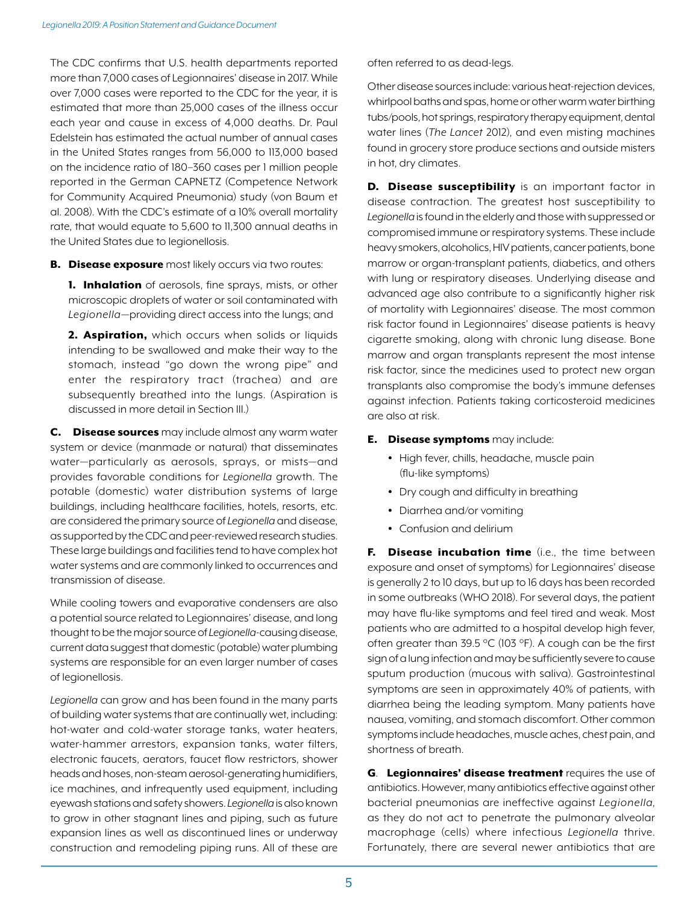The CDC confirms that U.S. health departments reported more than 7,000 cases of Legionnaires' disease in 2017. While over 7,000 cases were reported to the CDC for the year, it is estimated that more than 25,000 cases of the illness occur each year and cause in excess of 4,000 deaths. Dr. Paul Edelstein has estimated the actual number of annual cases in the United States ranges from 56,000 to 113,000 based on the incidence ratio of 180–360 cases per 1 million people reported in the German CAPNETZ (Competence Network for Community Acquired Pneumonia) study (von Baum et al. 2008). With the CDC's estimate of a 10% overall mortality rate, that would equate to 5,600 to 11,300 annual deaths in the United States due to legionellosis.

**B. Disease exposure** most likely occurs via two routes:

**1. Inhalation** of aerosols, fine sprays, mists, or other microscopic droplets of water or soil contaminated with *Legionella*—providing direct access into the lungs; and

**2. Aspiration,** which occurs when solids or liquids intending to be swallowed and make their way to the stomach, instead "go down the wrong pipe" and enter the respiratory tract (trachea) and are subsequently breathed into the lungs. (Aspiration is discussed in more detail in Section III.)

**C. Disease sources** may include almost any warm water system or device (manmade or natural) that disseminates water—particularly as aerosols, sprays, or mists—and provides favorable conditions for *Legionella* growth. The potable (domestic) water distribution systems of large buildings, including healthcare facilities, hotels, resorts, etc. are considered the primary source of *Legionella* and disease, as supported by the CDC and peer-reviewed research studies. These large buildings and facilities tend to have complex hot water systems and are commonly linked to occurrences and transmission of disease.

While cooling towers and evaporative condensers are also a potential source related to Legionnaires' disease, and long thought to be the major source of *Legionella*-causing disease, current data suggest that domestic (potable) water plumbing systems are responsible for an even larger number of cases of legionellosis.

*Legionella* can grow and has been found in the many parts of building water systems that are continually wet, including: hot-water and cold-water storage tanks, water heaters, water-hammer arrestors, expansion tanks, water filters, electronic faucets, aerators, faucet flow restrictors, shower heads and hoses, non-steam aerosol-generating humidifiers, ice machines, and infrequently used equipment, including eyewash stations and safety showers. *Legionella* is also known to grow in other stagnant lines and piping, such as future expansion lines as well as discontinued lines or underway construction and remodeling piping runs. All of these are often referred to as dead-legs.

Other disease sources include: various heat-rejection devices, whirlpool baths and spas, home or other warm water birthing tubs/pools, hot springs, respiratory therapy equipment, dental water lines (*The Lancet* 2012), and even misting machines found in grocery store produce sections and outside misters in hot, dry climates.

**D. Disease susceptibility** is an important factor in disease contraction. The greatest host susceptibility to *Legionella* is found in the elderly and those with suppressed or compromised immune or respiratory systems. These include heavy smokers, alcoholics, HIV patients, cancer patients, bone marrow or organ-transplant patients, diabetics, and others with lung or respiratory diseases. Underlying disease and advanced age also contribute to a significantly higher risk of mortality with Legionnaires' disease. The most common risk factor found in Legionnaires' disease patients is heavy cigarette smoking, along with chronic lung disease. Bone marrow and organ transplants represent the most intense risk factor, since the medicines used to protect new organ transplants also compromise the body's immune defenses against infection. Patients taking corticosteroid medicines are also at risk.

**E. Disease symptoms** may include:

- High fever, chills, headache, muscle pain (flu-like symptoms)
- Dry cough and difficulty in breathing
- Diarrhea and/or vomiting
- Confusion and delirium

**F. Disease incubation time** (i.e., the time between exposure and onset of symptoms) for Legionnaires' disease is generally 2 to 10 days, but up to 16 days has been recorded in some outbreaks (WHO 2018). For several days, the patient may have flu-like symptoms and feel tired and weak. Most patients who are admitted to a hospital develop high fever, often greater than 39.5 °C (103 °F). A cough can be the first sign of a lung infection and may be sufficiently severe to cause sputum production (mucous with saliva). Gastrointestinal symptoms are seen in approximately 40% of patients, with diarrhea being the leading symptom. Many patients have nausea, vomiting, and stomach discomfort. Other common symptoms include headaches, muscle aches, chest pain, and shortness of breath.

**G. Legionnaires' disease treatment** requires the use of antibiotics. However, many antibiotics effective against other bacterial pneumonias are ineffective against *Legionella*, as they do not act to penetrate the pulmonary alveolar macrophage (cells) where infectious *Legionella* thrive. Fortunately, there are several newer antibiotics that are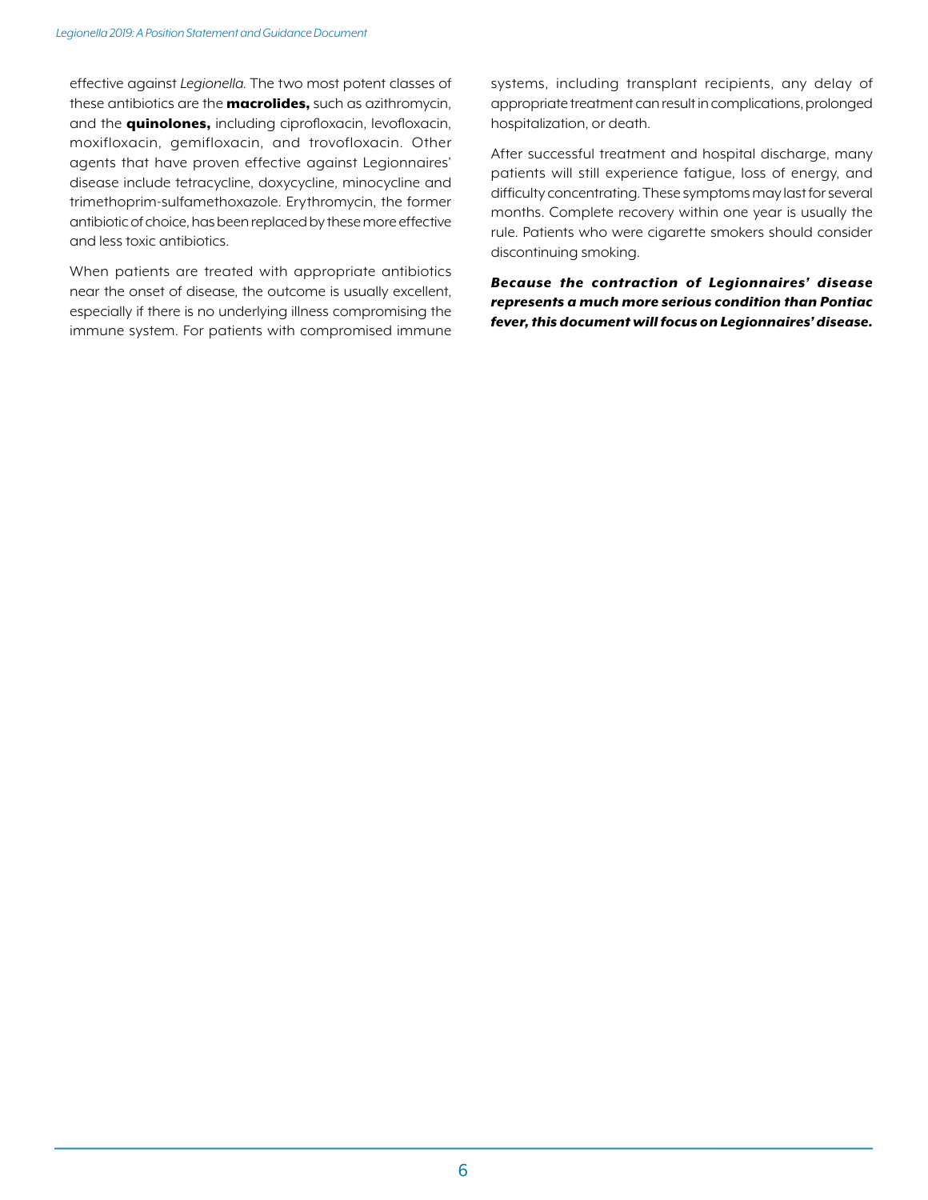effective against *Legionella.* The two most potent classes of these antibiotics are the **macrolides,** such as azithromycin, and the **quinolones,** including ciprofloxacin, levofloxacin, moxifloxacin, gemifloxacin, and trovofloxacin. Other agents that have proven effective against Legionnaires' disease include tetracycline, doxycycline, minocycline and trimethoprim-sulfamethoxazole. Erythromycin, the former antibiotic of choice, has been replaced by these more effective and less toxic antibiotics.

When patients are treated with appropriate antibiotics near the onset of disease, the outcome is usually excellent, especially if there is no underlying illness compromising the immune system. For patients with compromised immune systems, including transplant recipients, any delay of appropriate treatment can result in complications, prolonged hospitalization, or death.

After successful treatment and hospital discharge, many patients will still experience fatigue, loss of energy, and difficulty concentrating. These symptoms may last for several months. Complete recovery within one year is usually the rule. Patients who were cigarette smokers should consider discontinuing smoking.

***Because the contraction of Legionnaires' disease represents a much more serious condition than Pontiac fever, this document will focus on Legionnaires' disease.***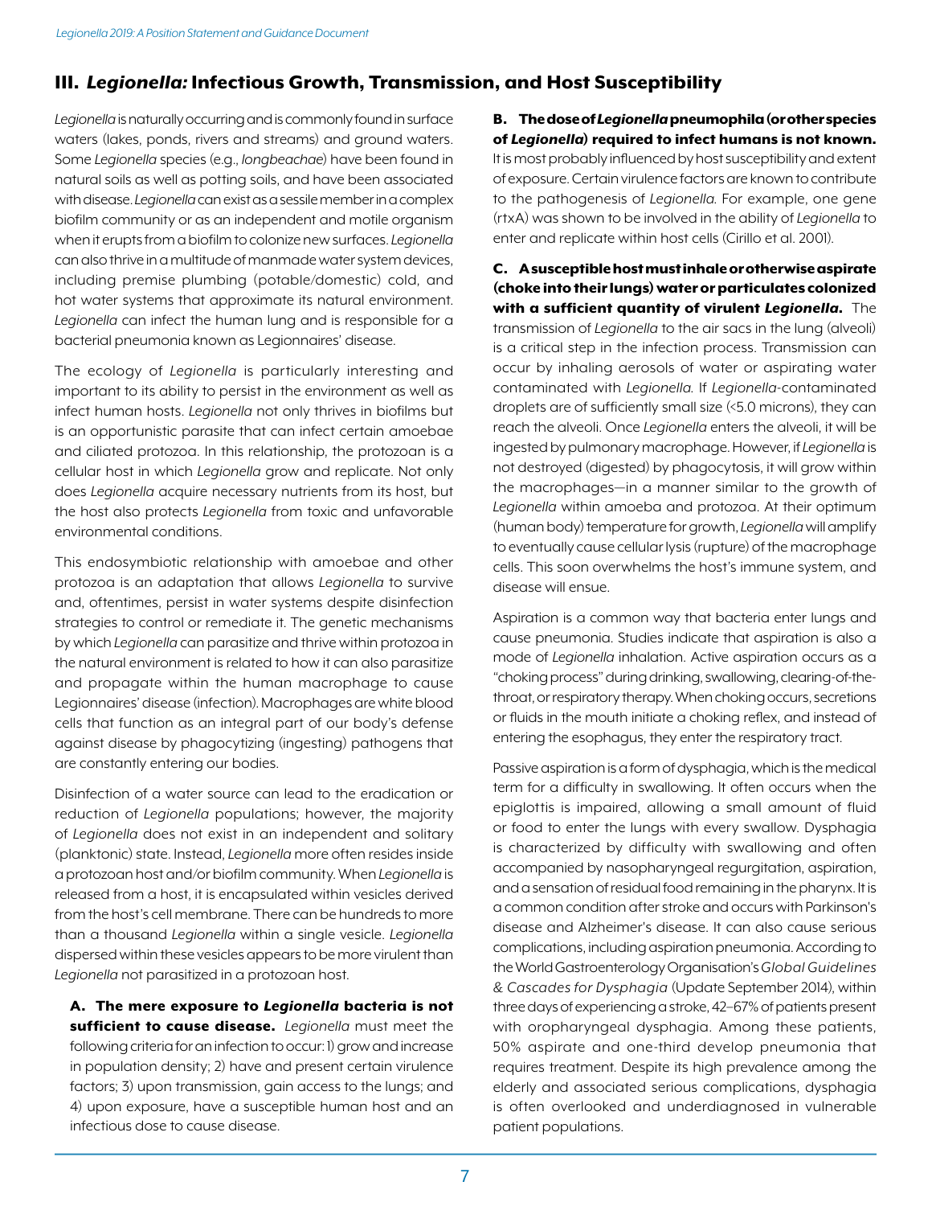## III. *Legionella:* Infectious Growth, Transmission, and Host Susceptibility

*Legionella* is naturally occurring and is commonly found in surface waters (lakes, ponds, rivers and streams) and ground waters. Some *Legionella* species (e.g., *longbeachae*) have been found in natural soils as well as potting soils, and have been associated with disease. *Legionella* can exist as a sessile member in a complex biofilm community or as an independent and motile organism when it erupts from a biofilm to colonize new surfaces. *Legionella* can also thrive in a multitude of manmade water system devices, including premise plumbing (potable/domestic) cold, and hot water systems that approximate its natural environment. *Legionella* can infect the human lung and is responsible for a bacterial pneumonia known as Legionnaires' disease.

The ecology of *Legionella* is particularly interesting and important to its ability to persist in the environment as well as infect human hosts. *Legionella* not only thrives in biofilms but is an opportunistic parasite that can infect certain amoebae and ciliated protozoa. In this relationship, the protozoan is a cellular host in which *Legionella* grow and replicate. Not only does *Legionella* acquire necessary nutrients from its host, but the host also protects *Legionella* from toxic and unfavorable environmental conditions.

This endosymbiotic relationship with amoebae and other protozoa is an adaptation that allows *Legionella* to survive and, oftentimes, persist in water systems despite disinfection strategies to control or remediate it. The genetic mechanisms by which *Legionella* can parasitize and thrive within protozoa in the natural environment is related to how it can also parasitize and propagate within the human macrophage to cause Legionnaires' disease (infection). Macrophages are white blood cells that function as an integral part of our body's defense against disease by phagocytizing (ingesting) pathogens that are constantly entering our bodies.

Disinfection of a water source can lead to the eradication or reduction of *Legionella* populations; however, the majority of *Legionella* does not exist in an independent and solitary (planktonic) state. Instead, *Legionella* more often resides inside a protozoan host and/or biofilm community. When *Legionella* is released from a host, it is encapsulated within vesicles derived from the host's cell membrane. There can be hundreds to more than a thousand *Legionella* within a single vesicle. *Legionella* dispersed within these vesicles appears to be more virulent than *Legionella* not parasitized in a protozoan host.

**A. The mere exposure to *Legionella* bacteria is not sufficient to cause disease.** *Legionella* must meet the following criteria for an infection to occur: 1) grow and increase in population density; 2) have and present certain virulence factors; 3) upon transmission, gain access to the lungs; and 4) upon exposure, have a susceptible human host and an infectious dose to cause disease.

**B. The dose of *Legionella* pneumophila (or other species of *Legionella*) required to infect humans is not known.** It is most probably influenced by host susceptibility and extent of exposure. Certain virulence factors are known to contribute to the pathogenesis of *Legionella*. For example, one gene (rtxA) was shown to be involved in the ability of *Legionella* to enter and replicate within host cells (Cirillo et al. 2001).

**C. A susceptible host must inhale or otherwise aspirate (choke into their lungs) water or particulates colonized with a sufficient quantity of virulent *Legionella*.** The transmission of *Legionella* to the air sacs in the lung (alveoli) is a critical step in the infection process. Transmission can occur by inhaling aerosols of water or aspirating water contaminated with *Legionella*. If *Legionella*-contaminated droplets are of sufficiently small size (<5.0 microns), they can reach the alveoli. Once *Legionella* enters the alveoli, it will be ingested by pulmonary macrophage. However, if *Legionella* is not destroyed (digested) by phagocytosis, it will grow within the macrophages—in a manner similar to the growth of *Legionella* within amoeba and protozoa. At their optimum (human body) temperature for growth, *Legionella* will amplify to eventually cause cellular lysis (rupture) of the macrophage cells. This soon overwhelms the host's immune system, and disease will ensue.

Aspiration is a common way that bacteria enter lungs and cause pneumonia. Studies indicate that aspiration is also a mode of *Legionella* inhalation. Active aspiration occurs as a "choking process" during drinking, swallowing, clearing-of-the-throat, or respiratory therapy. When choking occurs, secretions or fluids in the mouth initiate a choking reflex, and instead of entering the esophagus, they enter the respiratory tract.

Passive aspiration is a form of dysphagia, which is the medical term for a difficulty in swallowing. It often occurs when the epiglottis is impaired, allowing a small amount of fluid or food to enter the lungs with every swallow. Dysphagia is characterized by difficulty with swallowing and often accompanied by nasopharyngeal regurgitation, aspiration, and a sensation of residual food remaining in the pharynx. It is a common condition after stroke and occurs with Parkinson's disease and Alzheimer's disease. It can also cause serious complications, including aspiration pneumonia. According to the World Gastroenterology Organisation's *Global Guidelines & Cascades for Dysphagia* (Update September 2014), within three days of experiencing a stroke, 42–67% of patients present with oropharyngeal dysphagia. Among these patients, 50% aspirate and one-third develop pneumonia that requires treatment. Despite its high prevalence among the elderly and associated serious complications, dysphagia is often overlooked and underdiagnosed in vulnerable patient populations.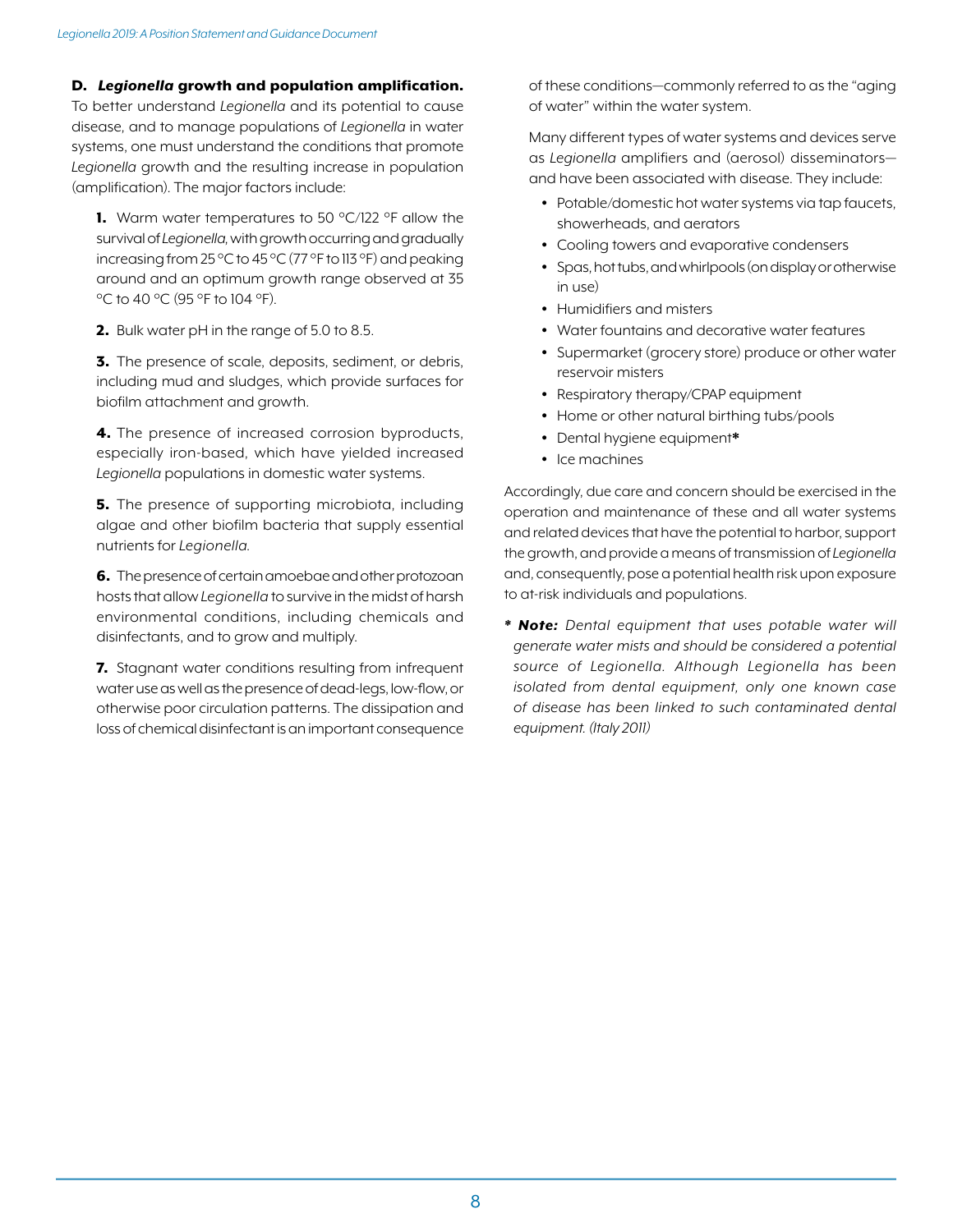**D. *Legionella* growth and population amplification.** To better understand *Legionella* and its potential to cause disease, and to manage populations of *Legionella* in water systems, one must understand the conditions that promote *Legionella* growth and the resulting increase in population (amplification). The major factors include:

**1.** Warm water temperatures to 50 °C/122 °F allow the survival of *Legionella*, with growth occurring and gradually increasing from 25 °C to 45 °C (77 °F to 113 °F) and peaking around and an optimum growth range observed at 35 °C to 40 °C (95 °F to 104 °F).

**2.** Bulk water pH in the range of 5.0 to 8.5.

**3.** The presence of scale, deposits, sediment, or debris, including mud and sludges, which provide surfaces for biofilm attachment and growth.

**4.** The presence of increased corrosion byproducts, especially iron-based, which have yielded increased *Legionella* populations in domestic water systems.

**5.** The presence of supporting microbiota, including algae and other biofilm bacteria that supply essential nutrients for *Legionella*.

**6.** The presence of certain amoebae and other protozoan hosts that allow *Legionella* to survive in the midst of harsh environmental conditions, including chemicals and disinfectants, and to grow and multiply.

**7.** Stagnant water conditions resulting from infrequent water use as well as the presence of dead-legs, low-flow, or otherwise poor circulation patterns. The dissipation and loss of chemical disinfectant is an important consequence of these conditions—commonly referred to as the "aging of water" within the water system.

Many different types of water systems and devices serve as *Legionella* amplifiers and (aerosol) disseminators—and have been associated with disease. They include:

- Potable/domestic hot water systems via tap faucets, showerheads, and aerators
- Cooling towers and evaporative condensers
- Spas, hot tubs, and whirlpools (on display or otherwise in use)
- Humidifiers and misters
- Water fountains and decorative water features
- Supermarket (grocery store) produce or other water reservoir misters
- Respiratory therapy/CPAP equipment
- Home or other natural birthing tubs/pools
- Dental hygiene equipment**\***
- Ice machines

Accordingly, due care and concern should be exercised in the operation and maintenance of these and all water systems and related devices that have the potential to harbor, support the growth, and provide a means of transmission of *Legionella* and, consequently, pose a potential health risk upon exposure to at-risk individuals and populations.

***\* Note:** Dental equipment that uses potable water will generate water mists and should be considered a potential source of Legionella. Although Legionella has been isolated from dental equipment, only one known case of disease has been linked to such contaminated dental equipment. (Italy 2011)*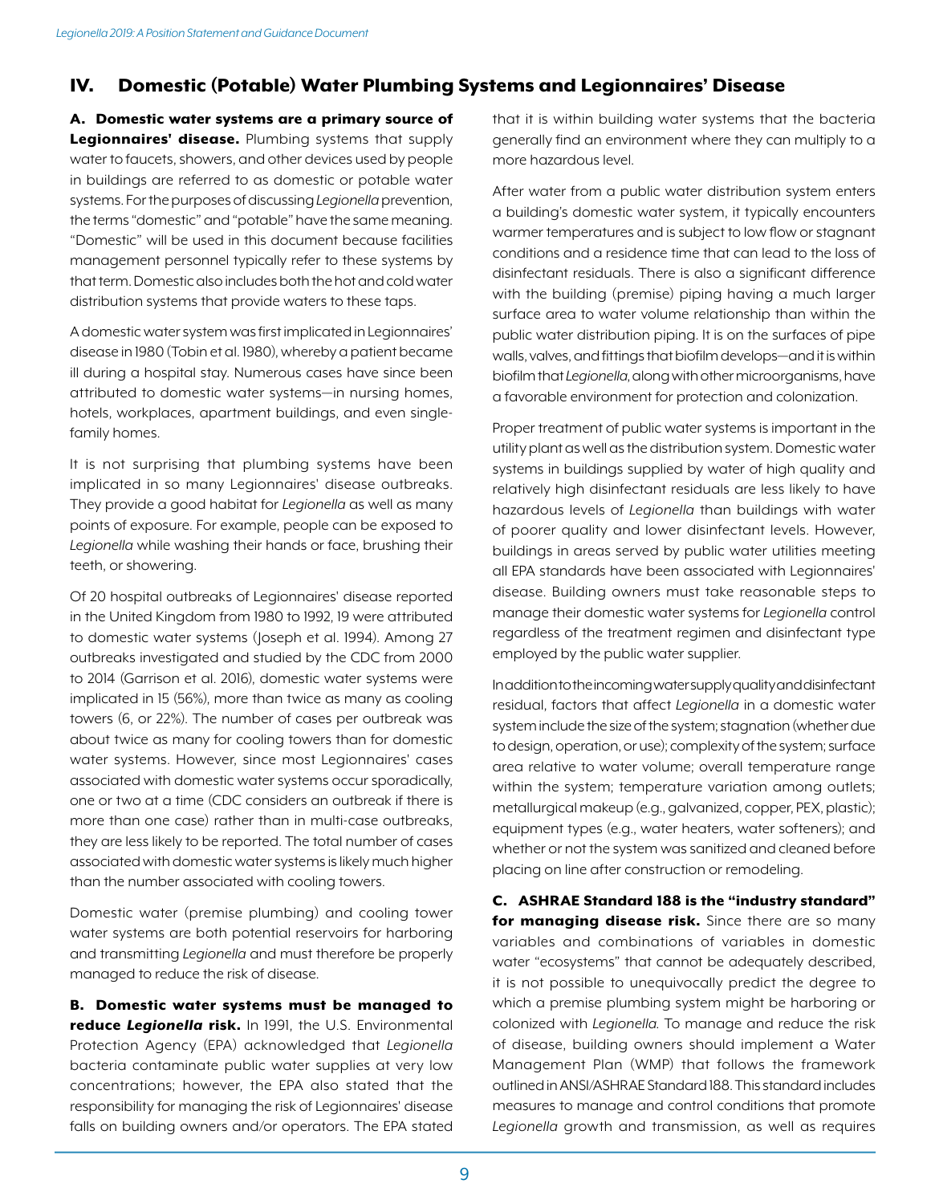## IV. Domestic (Potable) Water Plumbing Systems and Legionnaires' Disease

**A. Domestic water systems are a primary source of Legionnaires' disease.** Plumbing systems that supply water to faucets, showers, and other devices used by people in buildings are referred to as domestic or potable water systems. For the purposes of discussing *Legionella* prevention, the terms "domestic" and "potable" have the same meaning. "Domestic" will be used in this document because facilities management personnel typically refer to these systems by that term. Domestic also includes both the hot and cold water distribution systems that provide waters to these taps.

A domestic water system was first implicated in Legionnaires' disease in 1980 (Tobin et al. 1980), whereby a patient became ill during a hospital stay. Numerous cases have since been attributed to domestic water systems—in nursing homes, hotels, workplaces, apartment buildings, and even single-family homes.

It is not surprising that plumbing systems have been implicated in so many Legionnaires' disease outbreaks. They provide a good habitat for *Legionella* as well as many points of exposure. For example, people can be exposed to *Legionella* while washing their hands or face, brushing their teeth, or showering.

Of 20 hospital outbreaks of Legionnaires' disease reported in the United Kingdom from 1980 to 1992, 19 were attributed to domestic water systems (Joseph et al. 1994). Among 27 outbreaks investigated and studied by the CDC from 2000 to 2014 (Garrison et al. 2016), domestic water systems were implicated in 15 (56%), more than twice as many as cooling towers (6, or 22%). The number of cases per outbreak was about twice as many for cooling towers than for domestic water systems. However, since most Legionnaires' cases associated with domestic water systems occur sporadically, one or two at a time (CDC considers an outbreak if there is more than one case) rather than in multi-case outbreaks, they are less likely to be reported. The total number of cases associated with domestic water systems is likely much higher than the number associated with cooling towers.

Domestic water (premise plumbing) and cooling tower water systems are both potential reservoirs for harboring and transmitting *Legionella* and must therefore be properly managed to reduce the risk of disease.

**B. Domestic water systems must be managed to reduce *Legionella* risk.** In 1991, the U.S. Environmental Protection Agency (EPA) acknowledged that *Legionella* bacteria contaminate public water supplies at very low concentrations; however, the EPA also stated that the responsibility for managing the risk of Legionnaires' disease falls on building owners and/or operators. The EPA stated that it is within building water systems that the bacteria generally find an environment where they can multiply to a more hazardous level.

After water from a public water distribution system enters a building's domestic water system, it typically encounters warmer temperatures and is subject to low flow or stagnant conditions and a residence time that can lead to the loss of disinfectant residuals. There is also a significant difference with the building (premise) piping having a much larger surface area to water volume relationship than within the public water distribution piping. It is on the surfaces of pipe walls, valves, and fittings that biofilm develops—and it is within biofilm that *Legionella*, along with other microorganisms, have a favorable environment for protection and colonization.

Proper treatment of public water systems is important in the utility plant as well as the distribution system. Domestic water systems in buildings supplied by water of high quality and relatively high disinfectant residuals are less likely to have hazardous levels of *Legionella* than buildings with water of poorer quality and lower disinfectant levels. However, buildings in areas served by public water utilities meeting all EPA standards have been associated with Legionnaires' disease. Building owners must take reasonable steps to manage their domestic water systems for *Legionella* control regardless of the treatment regimen and disinfectant type employed by the public water supplier.

In addition to the incoming water supply quality and disinfectant residual, factors that affect *Legionella* in a domestic water system include the size of the system; stagnation (whether due to design, operation, or use); complexity of the system; surface area relative to water volume; overall temperature range within the system; temperature variation among outlets; metallurgical makeup (e.g., galvanized, copper, PEX, plastic); equipment types (e.g., water heaters, water softeners); and whether or not the system was sanitized and cleaned before placing on line after construction or remodeling.

**C. ASHRAE Standard 188 is the "industry standard" for managing disease risk.** Since there are so many variables and combinations of variables in domestic water "ecosystems" that cannot be adequately described, it is not possible to unequivocally predict the degree to which a premise plumbing system might be harboring or colonized with *Legionella*. To manage and reduce the risk of disease, building owners should implement a Water Management Plan (WMP) that follows the framework outlined in ANSI/ASHRAE Standard 188. This standard includes measures to manage and control conditions that promote *Legionella* growth and transmission, as well as requires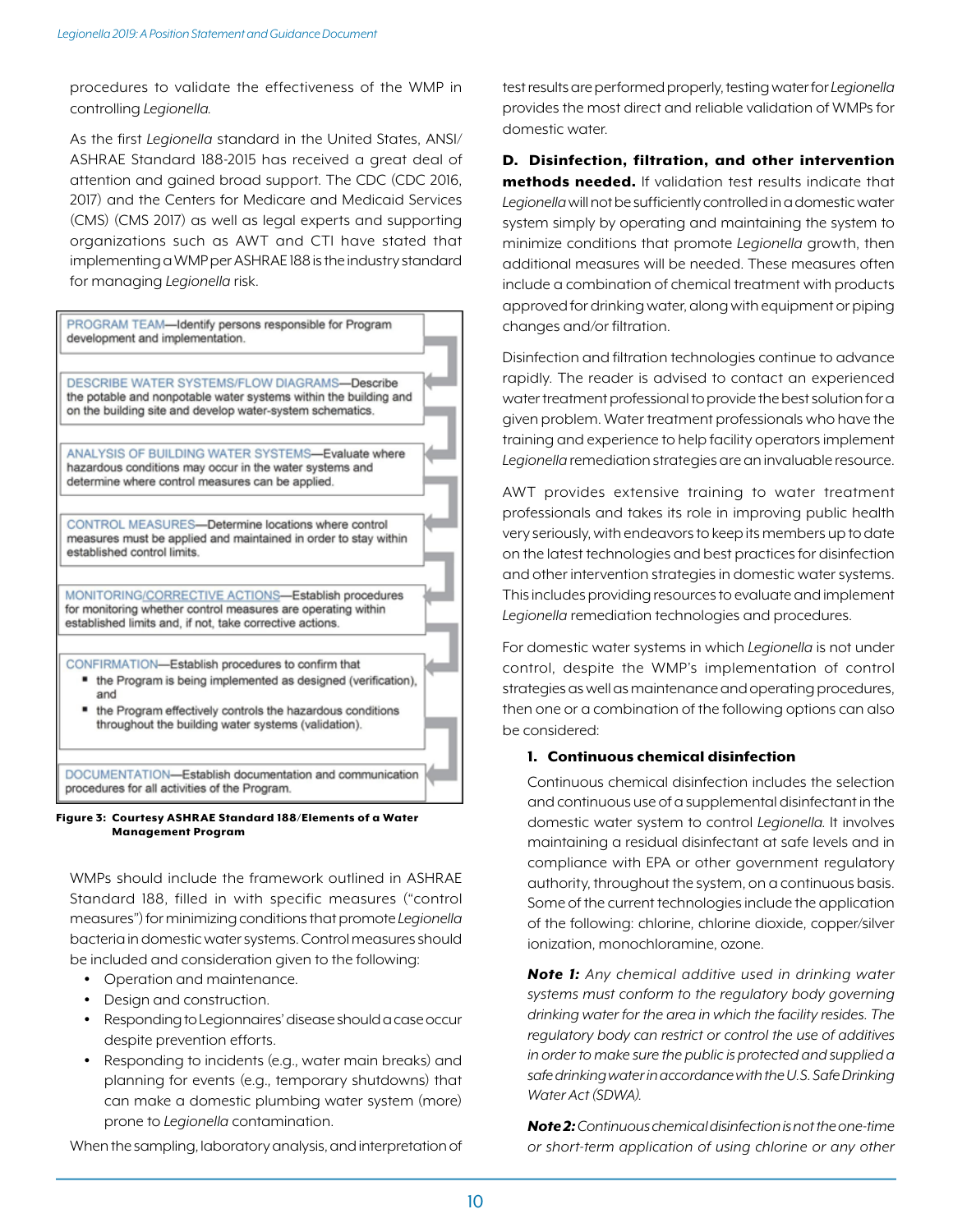procedures to validate the effectiveness of the WMP in controlling *Legionella*.

As the first *Legionella* standard in the United States, ANSI/ASHRAE Standard 188-2015 has received a great deal of attention and gained broad support. The CDC (CDC 2016, 2017) and the Centers for Medicare and Medicaid Services (CMS) (CMS 2017) as well as legal experts and supporting organizations such as AWT and CTI have stated that implementing a WMP per ASHRAE 188 is the industry standard for managing *Legionella* risk.

PROGRAM TEAM—Identify persons responsible for Program development and implementation.

DESCRIBE WATER SYSTEMS/FLOW DIAGRAMS—Describe the potable and nonpotable water systems within the building and on the building site and develop water-system schematics.

ANALYSIS OF BUILDING WATER SYSTEMS—Evaluate where hazardous conditions may occur in the water systems and determine where control measures can be applied.

CONTROL MEASURES—Determine locations where control measures must be applied and maintained in order to stay within established control limits.

MONITORING/CORRECTIVE ACTIONS—Establish procedures for monitoring whether control measures are operating within established limits and, if not, take corrective actions.

CONFIRMATION—Establish procedures to confirm that

- the Program is being implemented as designed (verification), and
- the Program effectively controls the hazardous conditions throughout the building water systems (validation).

DOCUMENTATION—Establish documentation and communication procedures for all activities of the Program.

**Figure 3: Courtesy ASHRAE Standard 188/Elements of a Water Management Program**

WMPs should include the framework outlined in ASHRAE Standard 188, filled in with specific measures ("control measures") for minimizing conditions that promote *Legionella* bacteria in domestic water systems. Control measures should be included and consideration given to the following:

- Operation and maintenance.
- Design and construction.
- Responding to Legionnaires' disease should a case occur despite prevention efforts.
- Responding to incidents (e.g., water main breaks) and planning for events (e.g., temporary shutdowns) that can make a domestic plumbing water system (more) prone to *Legionella* contamination.

When the sampling, laboratory analysis, and interpretation of test results are performed properly, testing water for *Legionella* provides the most direct and reliable validation of WMPs for domestic water.

**D. Disinfection, filtration, and other intervention methods needed.** If validation test results indicate that *Legionella* will not be sufficiently controlled in a domestic water system simply by operating and maintaining the system to minimize conditions that promote *Legionella* growth, then additional measures will be needed. These measures often include a combination of chemical treatment with products approved for drinking water, along with equipment or piping changes and/or filtration.

Disinfection and filtration technologies continue to advance rapidly. The reader is advised to contact an experienced water treatment professional to provide the best solution for a given problem. Water treatment professionals who have the training and experience to help facility operators implement *Legionella* remediation strategies are an invaluable resource.

AWT provides extensive training to water treatment professionals and takes its role in improving public health very seriously, with endeavors to keep its members up to date on the latest technologies and best practices for disinfection and other intervention strategies in domestic water systems. This includes providing resources to evaluate and implement *Legionella* remediation technologies and procedures.

For domestic water systems in which *Legionella* is not under control, despite the WMP's implementation of control strategies as well as maintenance and operating procedures, then one or a combination of the following options can also be considered:

**1. Continuous chemical disinfection**

Continuous chemical disinfection includes the selection and continuous use of a supplemental disinfectant in the domestic water system to control *Legionella*. It involves maintaining a residual disinfectant at safe levels and in compliance with EPA or other government regulatory authority, throughout the system, on a continuous basis. Some of the current technologies include the application of the following: chlorine, chlorine dioxide, copper/silver ionization, monochloramine, ozone.

***Note 1:*** *Any chemical additive used in drinking water systems must conform to the regulatory body governing drinking water for the area in which the facility resides. The regulatory body can restrict or control the use of additives in order to make sure the public is protected and supplied a safe drinking water in accordance with the U.S. Safe Drinking Water Act (SDWA).*

***Note 2:*** *Continuous chemical disinfection is not the one-time or short-term application of using chlorine or any other*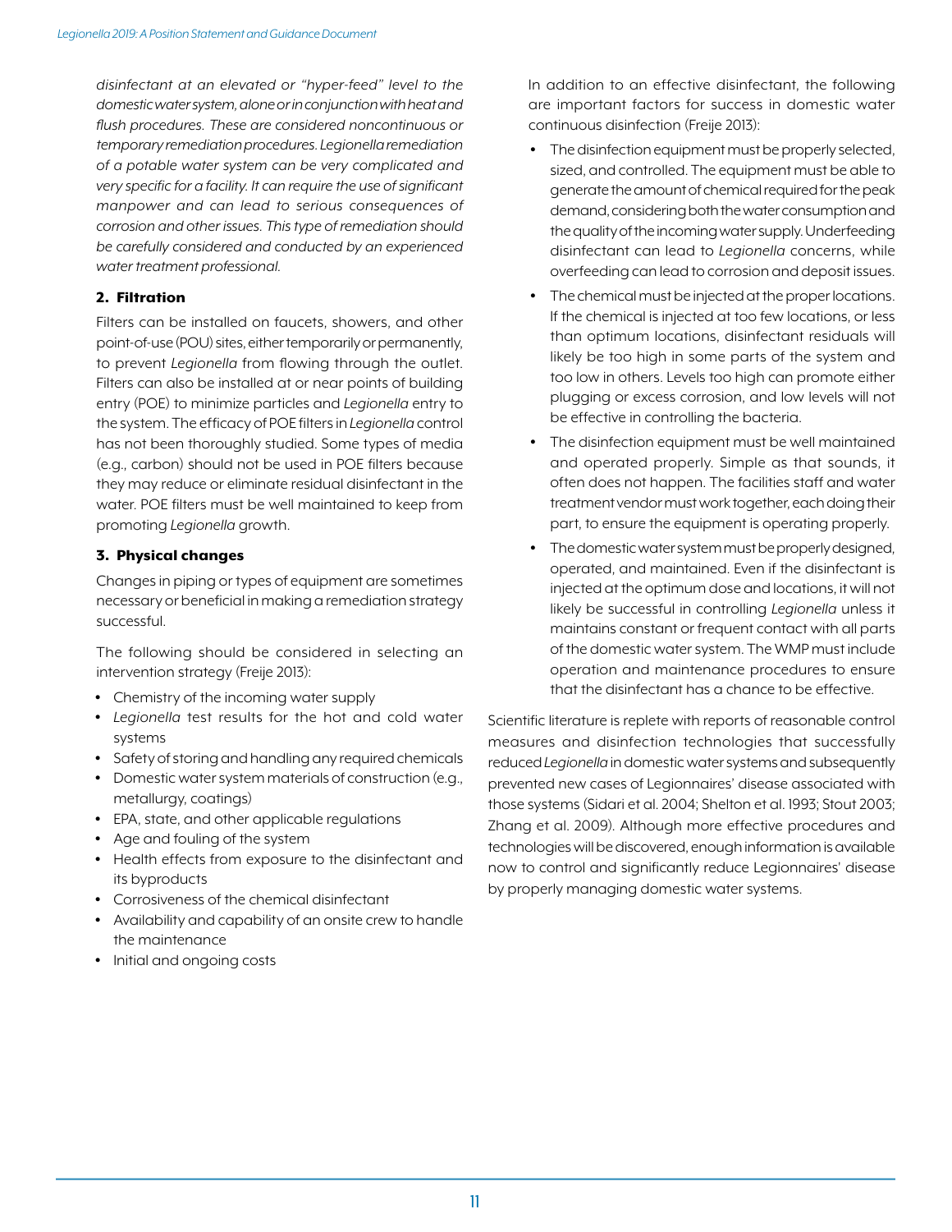*disinfectant at an elevated or "hyper-feed" level to the domestic water system, alone or in conjunction with heat and flush procedures. These are considered noncontinuous or temporary remediation procedures. Legionella remediation of a potable water system can be very complicated and very specific for a facility. It can require the use of significant manpower and can lead to serious consequences of corrosion and other issues. This type of remediation should be carefully considered and conducted by an experienced water treatment professional.*

### 2. Filtration

Filters can be installed on faucets, showers, and other point-of-use (POU) sites, either temporarily or permanently, to prevent *Legionella* from flowing through the outlet. Filters can also be installed at or near points of building entry (POE) to minimize particles and *Legionella* entry to the system. The efficacy of POE filters in *Legionella* control has not been thoroughly studied. Some types of media (e.g., carbon) should not be used in POE filters because they may reduce or eliminate residual disinfectant in the water. POE filters must be well maintained to keep from promoting *Legionella* growth.

### 3. Physical changes

Changes in piping or types of equipment are sometimes necessary or beneficial in making a remediation strategy successful.

The following should be considered in selecting an intervention strategy (Freije 2013):

- Chemistry of the incoming water supply
- *Legionella* test results for the hot and cold water systems
- Safety of storing and handling any required chemicals
- Domestic water system materials of construction (e.g., metallurgy, coatings)
- EPA, state, and other applicable regulations
- Age and fouling of the system
- Health effects from exposure to the disinfectant and its byproducts
- Corrosiveness of the chemical disinfectant
- Availability and capability of an onsite crew to handle the maintenance
- Initial and ongoing costs

In addition to an effective disinfectant, the following are important factors for success in domestic water continuous disinfection (Freije 2013):

- The disinfection equipment must be properly selected, sized, and controlled. The equipment must be able to generate the amount of chemical required for the peak demand, considering both the water consumption and the quality of the incoming water supply. Underfeeding disinfectant can lead to *Legionella* concerns, while overfeeding can lead to corrosion and deposit issues.
- The chemical must be injected at the proper locations. If the chemical is injected at too few locations, or less than optimum locations, disinfectant residuals will likely be too high in some parts of the system and too low in others. Levels too high can promote either plugging or excess corrosion, and low levels will not be effective in controlling the bacteria.
- The disinfection equipment must be well maintained and operated properly. Simple as that sounds, it often does not happen. The facilities staff and water treatment vendor must work together, each doing their part, to ensure the equipment is operating properly.
- The domestic water system must be properly designed, operated, and maintained. Even if the disinfectant is injected at the optimum dose and locations, it will not likely be successful in controlling *Legionella* unless it maintains constant or frequent contact with all parts of the domestic water system. The WMP must include operation and maintenance procedures to ensure that the disinfectant has a chance to be effective.

Scientific literature is replete with reports of reasonable control measures and disinfection technologies that successfully reduced *Legionella* in domestic water systems and subsequently prevented new cases of Legionnaires' disease associated with those systems (Sidari et al. 2004; Shelton et al. 1993; Stout 2003; Zhang et al. 2009). Although more effective procedures and technologies will be discovered, enough information is available now to control and significantly reduce Legionnaires' disease by properly managing domestic water systems.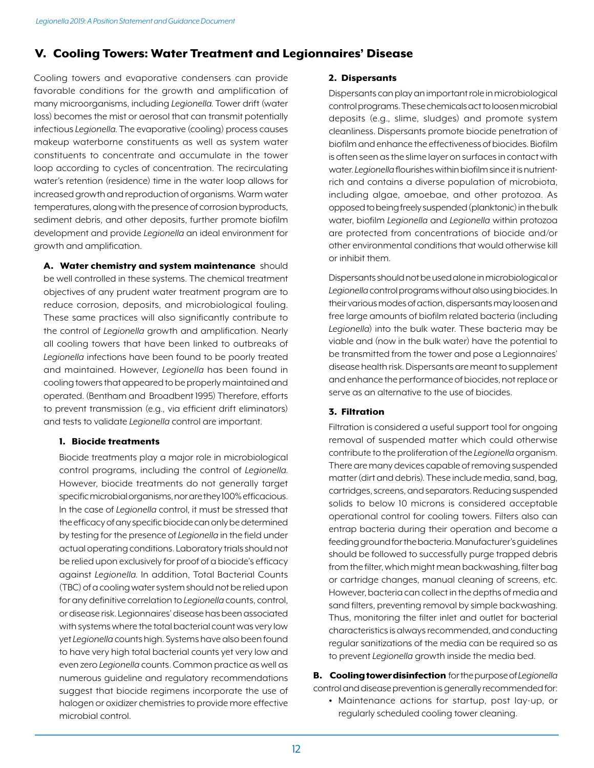## V. Cooling Towers: Water Treatment and Legionnaires' Disease

Cooling towers and evaporative condensers can provide favorable conditions for the growth and amplification of many microorganisms, including *Legionella*. Tower drift (water loss) becomes the mist or aerosol that can transmit potentially infectious *Legionella*. The evaporative (cooling) process causes makeup waterborne constituents as well as system water constituents to concentrate and accumulate in the tower loop according to cycles of concentration. The recirculating water's retention (residence) time in the water loop allows for increased growth and reproduction of organisms. Warm water temperatures, along with the presence of corrosion byproducts, sediment debris, and other deposits, further promote biofilm development and provide *Legionella* an ideal environment for growth and amplification.

**A. Water chemistry and system maintenance** should be well controlled in these systems. The chemical treatment objectives of any prudent water treatment program are to reduce corrosion, deposits, and microbiological fouling. These same practices will also significantly contribute to the control of *Legionella* growth and amplification. Nearly all cooling towers that have been linked to outbreaks of *Legionella* infections have been found to be poorly treated and maintained. However, *Legionella* has been found in cooling towers that appeared to be properly maintained and operated. (Bentham and Broadbent 1995) Therefore, efforts to prevent transmission (e.g., via efficient drift eliminators) and tests to validate *Legionella* control are important.

**1. Biocide treatments**

Biocide treatments play a major role in microbiological control programs, including the control of *Legionella*. However, biocide treatments do not generally target specific microbial organisms, nor are they 100% efficacious. In the case of *Legionella* control, it must be stressed that the efficacy of any specific biocide can only be determined by testing for the presence of *Legionella* in the field under actual operating conditions. Laboratory trials should not be relied upon exclusively for proof of a biocide's efficacy against *Legionella*. In addition, Total Bacterial Counts (TBC) of a cooling water system should not be relied upon for any definitive correlation to *Legionella* counts, control, or disease risk. Legionnaires' disease has been associated with systems where the total bacterial count was very low yet *Legionella* counts high. Systems have also been found to have very high total bacterial counts yet very low and even zero *Legionella* counts. Common practice as well as numerous guideline and regulatory recommendations suggest that biocide regimens incorporate the use of halogen or oxidizer chemistries to provide more effective microbial control.

**2. Dispersants**

Dispersants can play an important role in microbiological control programs. These chemicals act to loosen microbial deposits (e.g., slime, sludges) and promote system cleanliness. Dispersants promote biocide penetration of biofilm and enhance the effectiveness of biocides. Biofilm is often seen as the slime layer on surfaces in contact with water. *Legionella* flourishes within biofilm since it is nutrient-rich and contains a diverse population of microbiota, including algae, amoebae, and other protozoa. As opposed to being freely suspended (planktonic) in the bulk water, biofilm *Legionella* and *Legionella* within protozoa are protected from concentrations of biocide and/or other environmental conditions that would otherwise kill or inhibit them.

Dispersants should not be used alone in microbiological or *Legionella* control programs without also using biocides. In their various modes of action, dispersants may loosen and free large amounts of biofilm related bacteria (including *Legionella*) into the bulk water. These bacteria may be viable and (now in the bulk water) have the potential to be transmitted from the tower and pose a Legionnaires' disease health risk. Dispersants are meant to supplement and enhance the performance of biocides, not replace or serve as an alternative to the use of biocides.

**3. Filtration**

Filtration is considered a useful support tool for ongoing removal of suspended matter which could otherwise contribute to the proliferation of the *Legionella* organism. There are many devices capable of removing suspended matter (dirt and debris). These include media, sand, bag, cartridges, screens, and separators. Reducing suspended solids to below 10 microns is considered acceptable operational control for cooling towers. Filters also can entrap bacteria during their operation and become a feeding ground for the bacteria. Manufacturer's guidelines should be followed to successfully purge trapped debris from the filter, which might mean backwashing, filter bag or cartridge changes, manual cleaning of screens, etc. However, bacteria can collect in the depths of media and sand filters, preventing removal by simple backwashing. Thus, monitoring the filter inlet and outlet for bacterial characteristics is always recommended, and conducting regular sanitizations of the media can be required so as to prevent *Legionella* growth inside the media bed.

**B. Cooling tower disinfection** for the purpose of *Legionella* control and disease prevention is generally recommended for:

- Maintenance actions for startup, post lay-up, or regularly scheduled cooling tower cleaning.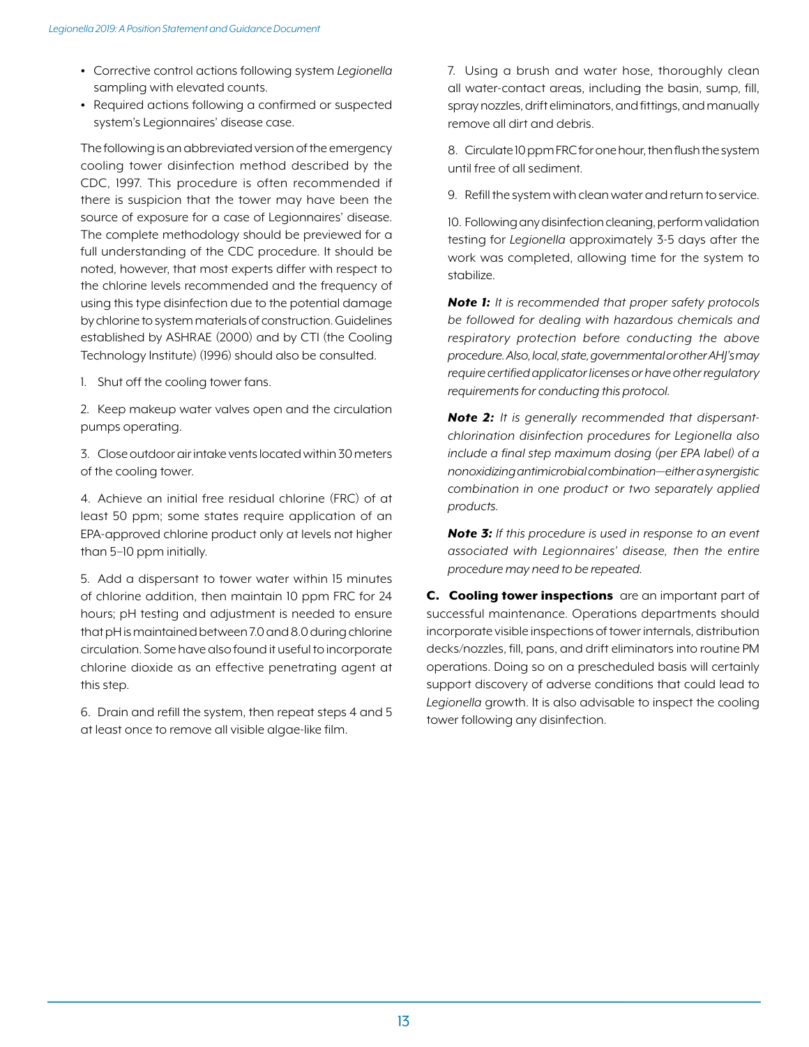- Corrective control actions following system *Legionella* sampling with elevated counts.
- Required actions following a confirmed or suspected system's Legionnaires' disease case.

The following is an abbreviated version of the emergency cooling tower disinfection method described by the CDC, 1997. This procedure is often recommended if there is suspicion that the tower may have been the source of exposure for a case of Legionnaires' disease. The complete methodology should be previewed for a full understanding of the CDC procedure. It should be noted, however, that most experts differ with respect to the chlorine levels recommended and the frequency of using this type disinfection due to the potential damage by chlorine to system materials of construction. Guidelines established by ASHRAE (2000) and by CTI (the Cooling Technology Institute) (1996) should also be consulted.

1. Shut off the cooling tower fans.

2. Keep makeup water valves open and the circulation pumps operating.

3. Close outdoor air intake vents located within 30 meters of the cooling tower.

4. Achieve an initial free residual chlorine (FRC) of at least 50 ppm; some states require application of an EPA-approved chlorine product only at levels not higher than 5–10 ppm initially.

5. Add a dispersant to tower water within 15 minutes of chlorine addition, then maintain 10 ppm FRC for 24 hours; pH testing and adjustment is needed to ensure that pH is maintained between 7.0 and 8.0 during chlorine circulation. Some have also found it useful to incorporate chlorine dioxide as an effective penetrating agent at this step.

6. Drain and refill the system, then repeat steps 4 and 5 at least once to remove all visible algae-like film.

7. Using a brush and water hose, thoroughly clean all water-contact areas, including the basin, sump, fill, spray nozzles, drift eliminators, and fittings, and manually remove all dirt and debris.

8. Circulate 10 ppm FRC for one hour, then flush the system until free of all sediment.

9. Refill the system with clean water and return to service.

10. Following any disinfection cleaning, perform validation testing for *Legionella* approximately 3-5 days after the work was completed, allowing time for the system to stabilize.

***Note 1:*** *It is recommended that proper safety protocols be followed for dealing with hazardous chemicals and respiratory protection before conducting the above procedure. Also, local, state, governmental or other AHJ's may require certified applicator licenses or have other regulatory requirements for conducting this protocol.*

***Note 2:*** *It is generally recommended that dispersant-chlorination disinfection procedures for Legionella also include a final step maximum dosing (per EPA label) of a nonoxidizing antimicrobial combination—either a synergistic combination in one product or two separately applied products.*

***Note 3:*** *If this procedure is used in response to an event associated with Legionnaires' disease, then the entire procedure may need to be repeated.*

**C. Cooling tower inspections** are an important part of successful maintenance. Operations departments should incorporate visible inspections of tower internals, distribution decks/nozzles, fill, pans, and drift eliminators into routine PM operations. Doing so on a prescheduled basis will certainly support discovery of adverse conditions that could lead to *Legionella* growth. It is also advisable to inspect the cooling tower following any disinfection.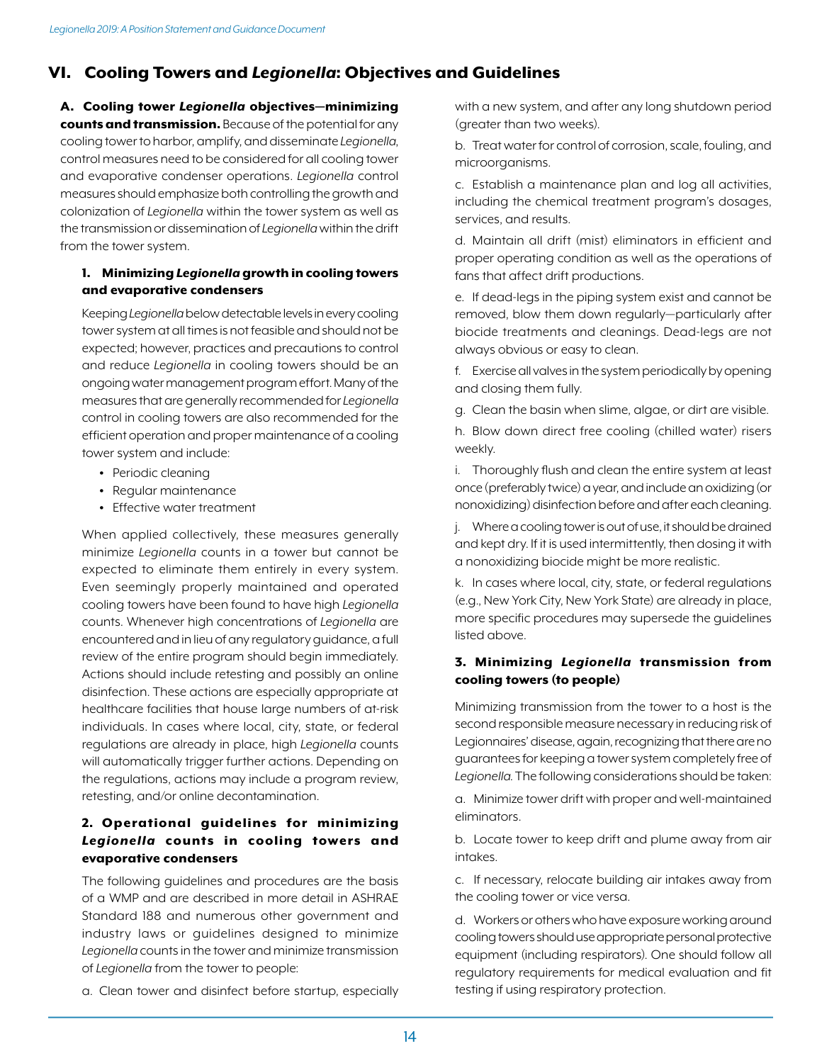## VI. Cooling Towers and *Legionella*: Objectives and Guidelines

**A. Cooling tower *Legionella* objectives—minimizing counts and transmission.** Because of the potential for any cooling tower to harbor, amplify, and disseminate *Legionella*, control measures need to be considered for all cooling tower and evaporative condenser operations. *Legionella* control measures should emphasize both controlling the growth and colonization of *Legionella* within the tower system as well as the transmission or dissemination of *Legionella* within the drift from the tower system.

### 1. Minimizing *Legionella* growth in cooling towers and evaporative condensers

Keeping *Legionella* below detectable levels in every cooling tower system at all times is not feasible and should not be expected; however, practices and precautions to control and reduce *Legionella* in cooling towers should be an ongoing water management program effort. Many of the measures that are generally recommended for *Legionella* control in cooling towers are also recommended for the efficient operation and proper maintenance of a cooling tower system and include:

- Periodic cleaning
- Regular maintenance
- Effective water treatment

When applied collectively, these measures generally minimize *Legionella* counts in a tower but cannot be expected to eliminate them entirely in every system. Even seemingly properly maintained and operated cooling towers have been found to have high *Legionella* counts. Whenever high concentrations of *Legionella* are encountered and in lieu of any regulatory guidance, a full review of the entire program should begin immediately. Actions should include retesting and possibly an online disinfection. These actions are especially appropriate at healthcare facilities that house large numbers of at-risk individuals. In cases where local, city, state, or federal regulations are already in place, high *Legionella* counts will automatically trigger further actions. Depending on the regulations, actions may include a program review, retesting, and/or online decontamination.

### 2. Operational guidelines for minimizing *Legionella* counts in cooling towers and evaporative condensers

The following guidelines and procedures are the basis of a WMP and are described in more detail in ASHRAE Standard 188 and numerous other government and industry laws or guidelines designed to minimize *Legionella* counts in the tower and minimize transmission of *Legionella* from the tower to people:

a. Clean tower and disinfect before startup, especially with a new system, and after any long shutdown period (greater than two weeks).

b. Treat water for control of corrosion, scale, fouling, and microorganisms.

c. Establish a maintenance plan and log all activities, including the chemical treatment program's dosages, services, and results.

d. Maintain all drift (mist) eliminators in efficient and proper operating condition as well as the operations of fans that affect drift productions.

e. If dead-legs in the piping system exist and cannot be removed, blow them down regularly—particularly after biocide treatments and cleanings. Dead-legs are not always obvious or easy to clean.

f. Exercise all valves in the system periodically by opening and closing them fully.

g. Clean the basin when slime, algae, or dirt are visible.

h. Blow down direct free cooling (chilled water) risers weekly.

i. Thoroughly flush and clean the entire system at least once (preferably twice) a year, and include an oxidizing (or nonoxidizing) disinfection before and after each cleaning.

j. Where a cooling tower is out of use, it should be drained and kept dry. If it is used intermittently, then dosing it with a nonoxidizing biocide might be more realistic.

k. In cases where local, city, state, or federal regulations (e.g., New York City, New York State) are already in place, more specific procedures may supersede the guidelines listed above.

### 3. Minimizing *Legionella* transmission from cooling towers (to people)

Minimizing transmission from the tower to a host is the second responsible measure necessary in reducing risk of Legionnaires' disease, again, recognizing that there are no guarantees for keeping a tower system completely free of *Legionella*. The following considerations should be taken:

a. Minimize tower drift with proper and well-maintained eliminators.

b. Locate tower to keep drift and plume away from air intakes.

c. If necessary, relocate building air intakes away from the cooling tower or vice versa.

d. Workers or others who have exposure working around cooling towers should use appropriate personal protective equipment (including respirators). One should follow all regulatory requirements for medical evaluation and fit testing if using respiratory protection.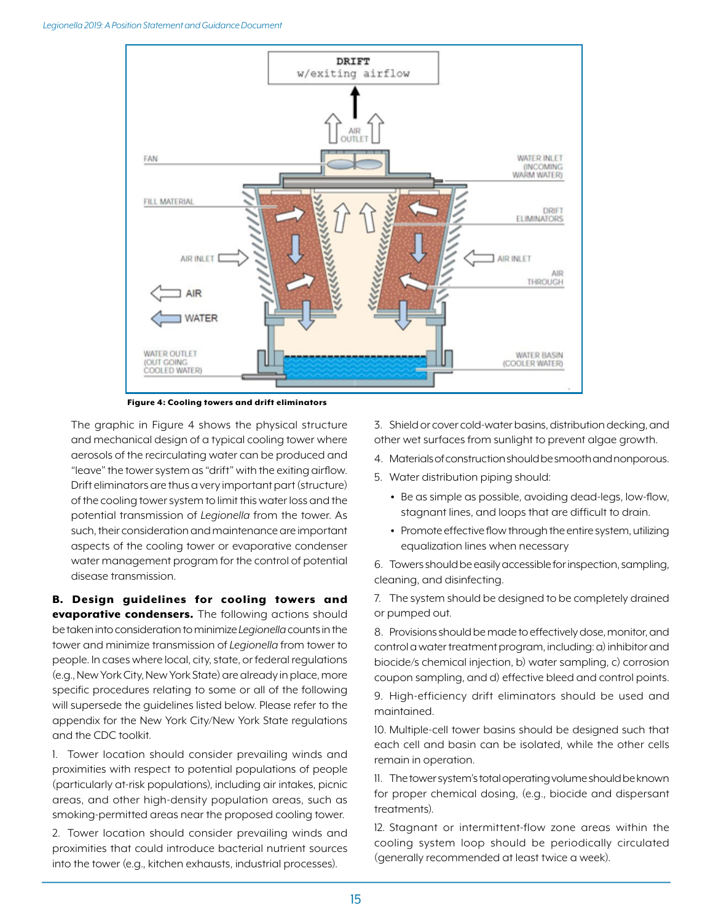Figure 4: Cooling towers and drift eliminators

The graphic in Figure 4 shows the physical structure and mechanical design of a typical cooling tower where aerosols of the recirculating water can be produced and "leave" the tower system as "drift" with the exiting airflow. Drift eliminators are thus a very important part (structure) of the cooling tower system to limit this water loss and the potential transmission of *Legionella* from the tower. As such, their consideration and maintenance are important aspects of the cooling tower or evaporative condenser water management program for the control of potential disease transmission.

**B. Design guidelines for cooling towers and evaporative condensers.** The following actions should be taken into consideration to minimize *Legionella* counts in the tower and minimize transmission of *Legionella* from tower to people. In cases where local, city, state, or federal regulations (e.g., New York City, New York State) are already in place, more specific procedures relating to some or all of the following will supersede the guidelines listed below. Please refer to the appendix for the New York City/New York State regulations and the CDC toolkit.

1. Tower location should consider prevailing winds and proximities with respect to potential populations of people (particularly at-risk populations), including air intakes, picnic areas, and other high-density population areas, such as smoking-permitted areas near the proposed cooling tower.
2. Tower location should consider prevailing winds and proximities that could introduce bacterial nutrient sources into the tower (e.g., kitchen exhausts, industrial processes).
3. Shield or cover cold-water basins, distribution decking, and other wet surfaces from sunlight to prevent algae growth.
4. Materials of construction should be smooth and nonporous.
5. Water distribution piping should:
   - Be as simple as possible, avoiding dead-legs, low-flow, stagnant lines, and loops that are difficult to drain.
   - Promote effective flow through the entire system, utilizing equalization lines when necessary
6. Towers should be easily accessible for inspection, sampling, cleaning, and disinfecting.
7. The system should be designed to be completely drained or pumped out.
8. Provisions should be made to effectively dose, monitor, and control a water treatment program, including: a) inhibitor and biocide/s chemical injection, b) water sampling, c) corrosion coupon sampling, and d) effective bleed and control points.
9. High-efficiency drift eliminators should be used and maintained.
10. Multiple-cell tower basins should be designed such that each cell and basin can be isolated, while the other cells remain in operation.
11. The tower system's total operating volume should be known for proper chemical dosing, (e.g., biocide and dispersant treatments).
12. Stagnant or intermittent-flow zone areas within the cooling system loop should be periodically circulated (generally recommended at least twice a week).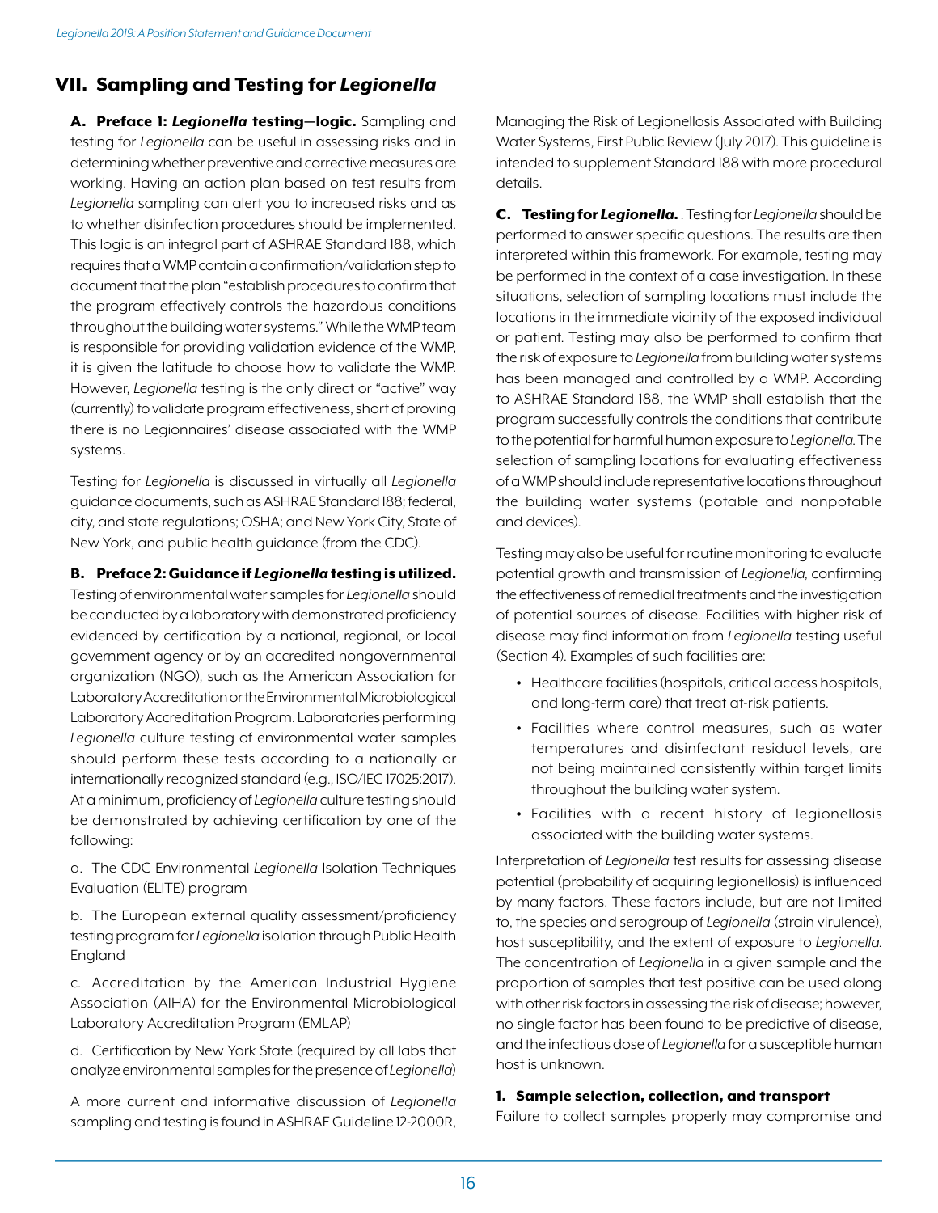## VII. Sampling and Testing for *Legionella*

**A. Preface 1: *Legionella* testing—logic.** Sampling and testing for *Legionella* can be useful in assessing risks and in determining whether preventive and corrective measures are working. Having an action plan based on test results from *Legionella* sampling can alert you to increased risks and as to whether disinfection procedures should be implemented. This logic is an integral part of ASHRAE Standard 188, which requires that a WMP contain a confirmation/validation step to document that the plan "establish procedures to confirm that the program effectively controls the hazardous conditions throughout the building water systems." While the WMP team is responsible for providing validation evidence of the WMP, it is given the latitude to choose how to validate the WMP. However, *Legionella* testing is the only direct or "active" way (currently) to validate program effectiveness, short of proving there is no Legionnaires' disease associated with the WMP systems.

Testing for *Legionella* is discussed in virtually all *Legionella* guidance documents, such as ASHRAE Standard 188; federal, city, and state regulations; OSHA; and New York City, State of New York, and public health guidance (from the CDC).

**B. Preface 2: Guidance if *Legionella* testing is utilized.** Testing of environmental water samples for *Legionella* should be conducted by a laboratory with demonstrated proficiency evidenced by certification by a national, regional, or local government agency or by an accredited nongovernmental organization (NGO), such as the American Association for Laboratory Accreditation or the Environmental Microbiological Laboratory Accreditation Program. Laboratories performing *Legionella* culture testing of environmental water samples should perform these tests according to a nationally or internationally recognized standard (e.g., ISO/IEC 17025:2017). At a minimum, proficiency of *Legionella* culture testing should be demonstrated by achieving certification by one of the following:

a. The CDC Environmental *Legionella* Isolation Techniques Evaluation (ELITE) program

b. The European external quality assessment/proficiency testing program for *Legionella* isolation through Public Health England

c. Accreditation by the American Industrial Hygiene Association (AIHA) for the Environmental Microbiological Laboratory Accreditation Program (EMLAP)

d. Certification by New York State (required by all labs that analyze environmental samples for the presence of *Legionella*)

A more current and informative discussion of *Legionella* sampling and testing is found in ASHRAE Guideline 12-2000R, Managing the Risk of Legionellosis Associated with Building Water Systems, First Public Review (July 2017). This guideline is intended to supplement Standard 188 with more procedural details.

**C. Testing for *Legionella*.** . Testing for *Legionella* should be performed to answer specific questions. The results are then interpreted within this framework. For example, testing may be performed in the context of a case investigation. In these situations, selection of sampling locations must include the locations in the immediate vicinity of the exposed individual or patient. Testing may also be performed to confirm that the risk of exposure to *Legionella* from building water systems has been managed and controlled by a WMP. According to ASHRAE Standard 188, the WMP shall establish that the program successfully controls the conditions that contribute to the potential for harmful human exposure to *Legionella*. The selection of sampling locations for evaluating effectiveness of a WMP should include representative locations throughout the building water systems (potable and nonpotable and devices).

Testing may also be useful for routine monitoring to evaluate potential growth and transmission of *Legionella*, confirming the effectiveness of remedial treatments and the investigation of potential sources of disease. Facilities with higher risk of disease may find information from *Legionella* testing useful (Section 4). Examples of such facilities are:

- Healthcare facilities (hospitals, critical access hospitals, and long-term care) that treat at-risk patients.
- Facilities where control measures, such as water temperatures and disinfectant residual levels, are not being maintained consistently within target limits throughout the building water system.
- Facilities with a recent history of legionellosis associated with the building water systems.

Interpretation of *Legionella* test results for assessing disease potential (probability of acquiring legionellosis) is influenced by many factors. These factors include, but are not limited to, the species and serogroup of *Legionella* (strain virulence), host susceptibility, and the extent of exposure to *Legionella*. The concentration of *Legionella* in a given sample and the proportion of samples that test positive can be used along with other risk factors in assessing the risk of disease; however, no single factor has been found to be predictive of disease, and the infectious dose of *Legionella* for a susceptible human host is unknown.

**1. Sample selection, collection, and transport**

Failure to collect samples properly may compromise and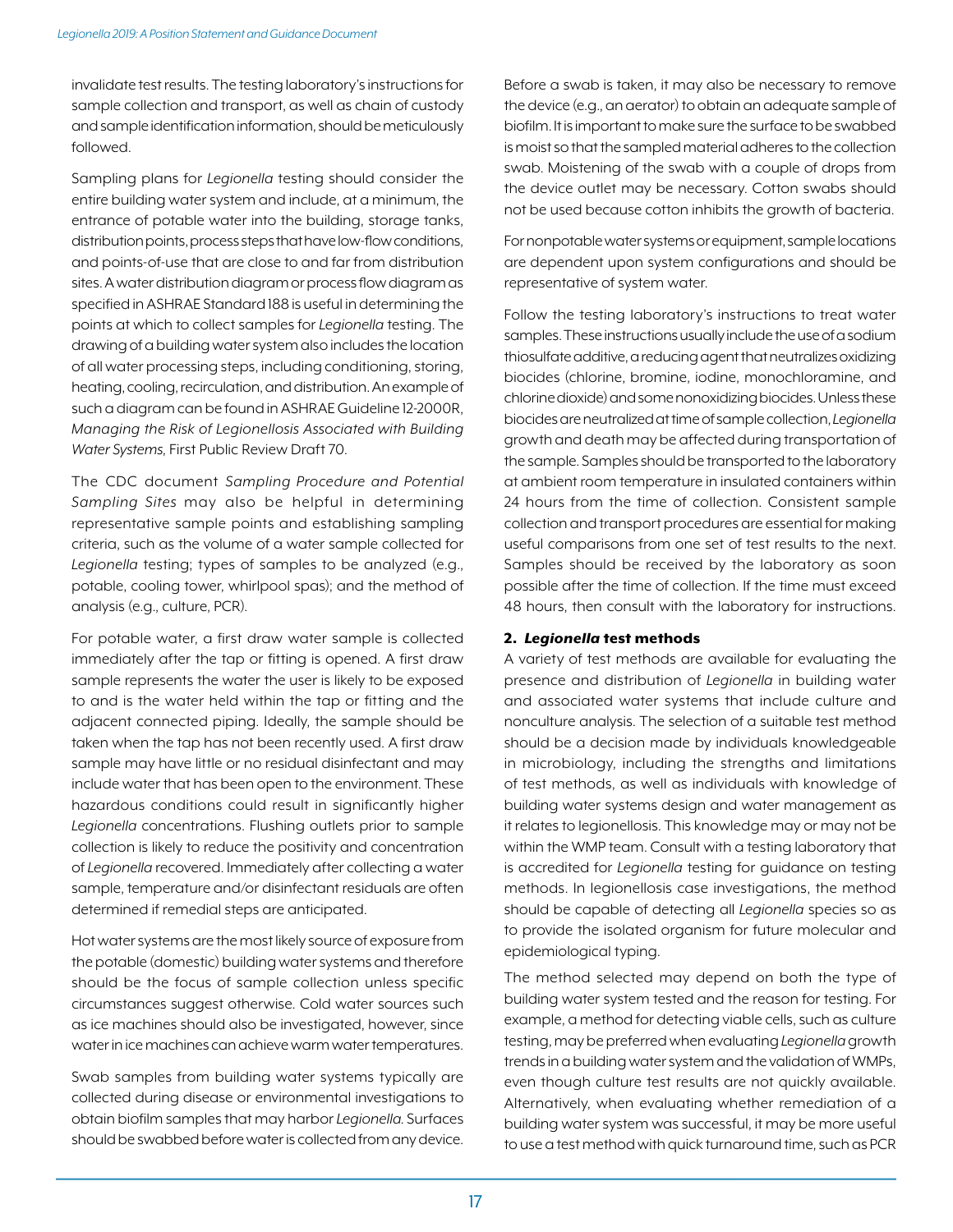invalidate test results. The testing laboratory's instructions for sample collection and transport, as well as chain of custody and sample identification information, should be meticulously followed.

Sampling plans for *Legionella* testing should consider the entire building water system and include, at a minimum, the entrance of potable water into the building, storage tanks, distribution points, process steps that have low-flow conditions, and points-of-use that are close to and far from distribution sites. A water distribution diagram or process flow diagram as specified in ASHRAE Standard 188 is useful in determining the points at which to collect samples for *Legionella* testing. The drawing of a building water system also includes the location of all water processing steps, including conditioning, storing, heating, cooling, recirculation, and distribution. An example of such a diagram can be found in ASHRAE Guideline 12-2000R, *Managing the Risk of Legionellosis Associated with Building Water Systems*, First Public Review Draft 70.

The CDC document *Sampling Procedure and Potential Sampling Sites* may also be helpful in determining representative sample points and establishing sampling criteria, such as the volume of a water sample collected for *Legionella* testing; types of samples to be analyzed (e.g., potable, cooling tower, whirlpool spas); and the method of analysis (e.g., culture, PCR).

For potable water, a first draw water sample is collected immediately after the tap or fitting is opened. A first draw sample represents the water the user is likely to be exposed to and is the water held within the tap or fitting and the adjacent connected piping. Ideally, the sample should be taken when the tap has not been recently used. A first draw sample may have little or no residual disinfectant and may include water that has been open to the environment. These hazardous conditions could result in significantly higher *Legionella* concentrations. Flushing outlets prior to sample collection is likely to reduce the positivity and concentration of *Legionella* recovered. Immediately after collecting a water sample, temperature and/or disinfectant residuals are often determined if remedial steps are anticipated.

Hot water systems are the most likely source of exposure from the potable (domestic) building water systems and therefore should be the focus of sample collection unless specific circumstances suggest otherwise. Cold water sources such as ice machines should also be investigated, however, since water in ice machines can achieve warm water temperatures.

Swab samples from building water systems typically are collected during disease or environmental investigations to obtain biofilm samples that may harbor *Legionella*. Surfaces should be swabbed before water is collected from any device. Before a swab is taken, it may also be necessary to remove the device (e.g., an aerator) to obtain an adequate sample of biofilm. It is important to make sure the surface to be swabbed is moist so that the sampled material adheres to the collection swab. Moistening of the swab with a couple of drops from the device outlet may be necessary. Cotton swabs should not be used because cotton inhibits the growth of bacteria.

For nonpotable water systems or equipment, sample locations are dependent upon system configurations and should be representative of system water.

Follow the testing laboratory's instructions to treat water samples. These instructions usually include the use of a sodium thiosulfate additive, a reducing agent that neutralizes oxidizing biocides (chlorine, bromine, iodine, monochloramine, and chlorine dioxide) and some nonoxidizing biocides. Unless these biocides are neutralized at time of sample collection, *Legionella* growth and death may be affected during transportation of the sample. Samples should be transported to the laboratory at ambient room temperature in insulated containers within 24 hours from the time of collection. Consistent sample collection and transport procedures are essential for making useful comparisons from one set of test results to the next. Samples should be received by the laboratory as soon possible after the time of collection. If the time must exceed 48 hours, then consult with the laboratory for instructions.

### 2. *Legionella* test methods

A variety of test methods are available for evaluating the presence and distribution of *Legionella* in building water and associated water systems that include culture and nonculture analysis. The selection of a suitable test method should be a decision made by individuals knowledgeable in microbiology, including the strengths and limitations of test methods, as well as individuals with knowledge of building water systems design and water management as it relates to legionellosis. This knowledge may or may not be within the WMP team. Consult with a testing laboratory that is accredited for *Legionella* testing for guidance on testing methods. In legionellosis case investigations, the method should be capable of detecting all *Legionella* species so as to provide the isolated organism for future molecular and epidemiological typing.

The method selected may depend on both the type of building water system tested and the reason for testing. For example, a method for detecting viable cells, such as culture testing, may be preferred when evaluating *Legionella* growth trends in a building water system and the validation of WMPs, even though culture test results are not quickly available. Alternatively, when evaluating whether remediation of a building water system was successful, it may be more useful to use a test method with quick turnaround time, such as PCR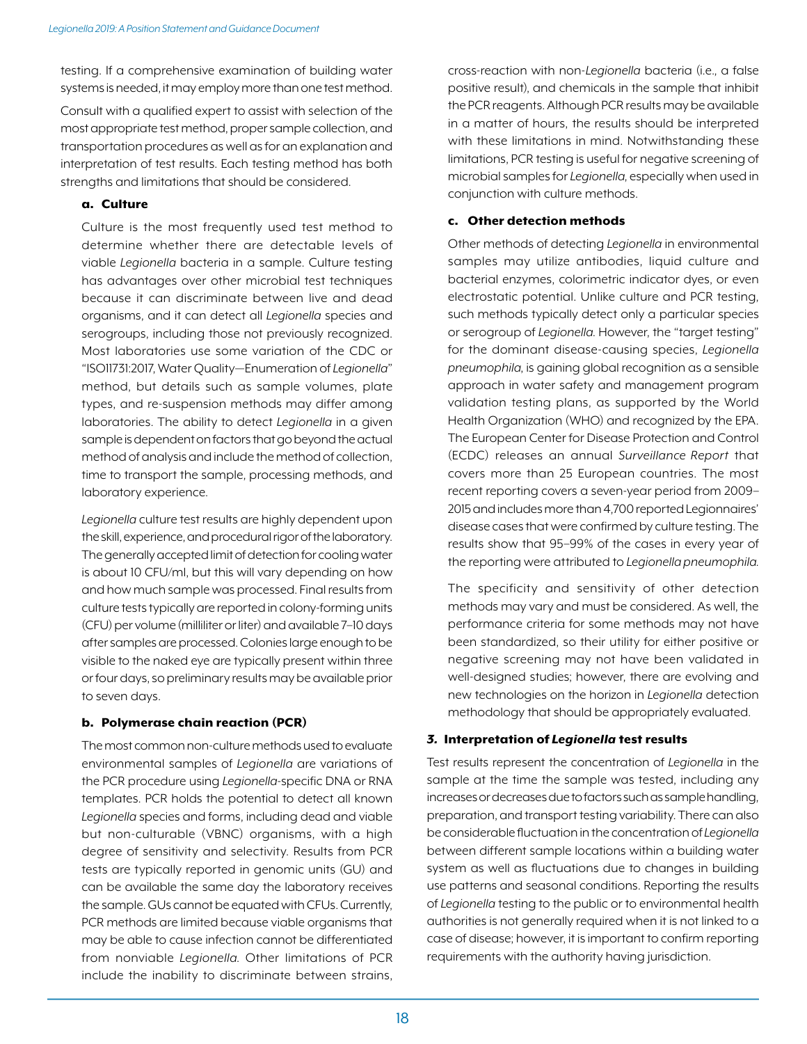testing. If a comprehensive examination of building water systems is needed, it may employ more than one test method.

Consult with a qualified expert to assist with selection of the most appropriate test method, proper sample collection, and transportation procedures as well as for an explanation and interpretation of test results. Each testing method has both strengths and limitations that should be considered.

#### a. Culture

Culture is the most frequently used test method to determine whether there are detectable levels of viable *Legionella* bacteria in a sample. Culture testing has advantages over other microbial test techniques because it can discriminate between live and dead organisms, and it can detect all *Legionella* species and serogroups, including those not previously recognized. Most laboratories use some variation of the CDC or "ISO11731:2017, Water Quality—Enumeration of *Legionella*" method, but details such as sample volumes, plate types, and re-suspension methods may differ among laboratories. The ability to detect *Legionella* in a given sample is dependent on factors that go beyond the actual method of analysis and include the method of collection, time to transport the sample, processing methods, and laboratory experience.

*Legionella* culture test results are highly dependent upon the skill, experience, and procedural rigor of the laboratory. The generally accepted limit of detection for cooling water is about 10 CFU/ml, but this will vary depending on how and how much sample was processed. Final results from culture tests typically are reported in colony-forming units (CFU) per volume (milliliter or liter) and available 7–10 days after samples are processed. Colonies large enough to be visible to the naked eye are typically present within three or four days, so preliminary results may be available prior to seven days.

#### b. Polymerase chain reaction (PCR)

The most common non-culture methods used to evaluate environmental samples of *Legionella* are variations of the PCR procedure using *Legionella*-specific DNA or RNA templates. PCR holds the potential to detect all known *Legionella* species and forms, including dead and viable but non-culturable (VBNC) organisms, with a high degree of sensitivity and selectivity. Results from PCR tests are typically reported in genomic units (GU) and can be available the same day the laboratory receives the sample. GUs cannot be equated with CFUs. Currently, PCR methods are limited because viable organisms that may be able to cause infection cannot be differentiated from nonviable *Legionella*. Other limitations of PCR include the inability to discriminate between strains, cross-reaction with non-*Legionella* bacteria (i.e., a false positive result), and chemicals in the sample that inhibit the PCR reagents. Although PCR results may be available in a matter of hours, the results should be interpreted with these limitations in mind. Notwithstanding these limitations, PCR testing is useful for negative screening of microbial samples for *Legionella*, especially when used in conjunction with culture methods.

#### c. Other detection methods

Other methods of detecting *Legionella* in environmental samples may utilize antibodies, liquid culture and bacterial enzymes, colorimetric indicator dyes, or even electrostatic potential. Unlike culture and PCR testing, such methods typically detect only a particular species or serogroup of *Legionella*. However, the "target testing" for the dominant disease-causing species, *Legionella pneumophila*, is gaining global recognition as a sensible approach in water safety and management program validation testing plans, as supported by the World Health Organization (WHO) and recognized by the EPA. The European Center for Disease Protection and Control (ECDC) releases an annual *Surveillance Report* that covers more than 25 European countries. The most recent reporting covers a seven-year period from 2009–2015 and includes more than 4,700 reported Legionnaires' disease cases that were confirmed by culture testing. The results show that 95–99% of the cases in every year of the reporting were attributed to *Legionella pneumophila*.

The specificity and sensitivity of other detection methods may vary and must be considered. As well, the performance criteria for some methods may not have been standardized, so their utility for either positive or negative screening may not have been validated in well-designed studies; however, there are evolving and new technologies on the horizon in *Legionella* detection methodology that should be appropriately evaluated.

### *3.* Interpretation of *Legionella* test results

Test results represent the concentration of *Legionella* in the sample at the time the sample was tested, including any increases or decreases due to factors such as sample handling, preparation, and transport testing variability. There can also be considerable fluctuation in the concentration of *Legionella* between different sample locations within a building water system as well as fluctuations due to changes in building use patterns and seasonal conditions. Reporting the results of *Legionella* testing to the public or to environmental health authorities is not generally required when it is not linked to a case of disease; however, it is important to confirm reporting requirements with the authority having jurisdiction.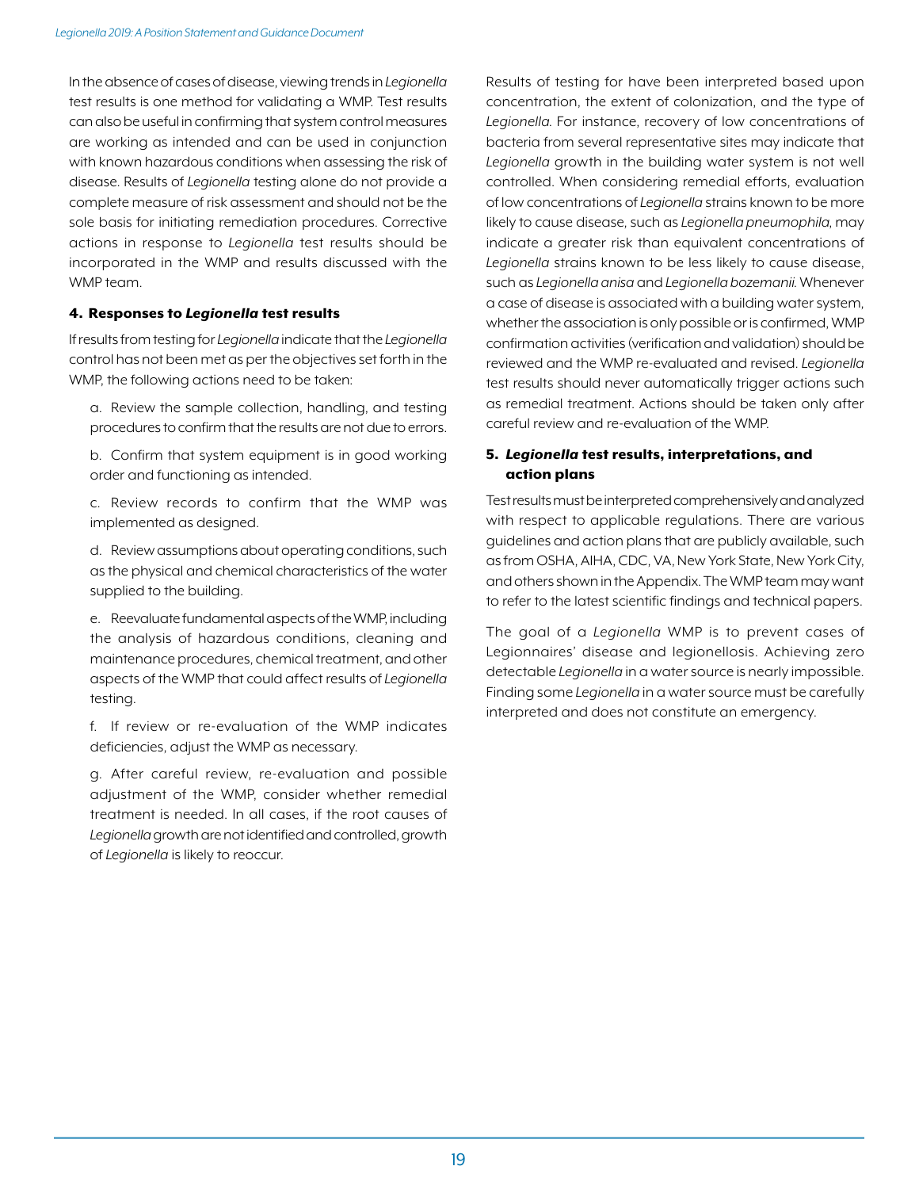In the absence of cases of disease, viewing trends in *Legionella* test results is one method for validating a WMP. Test results can also be useful in confirming that system control measures are working as intended and can be used in conjunction with known hazardous conditions when assessing the risk of disease. Results of *Legionella* testing alone do not provide a complete measure of risk assessment and should not be the sole basis for initiating remediation procedures. Corrective actions in response to *Legionella* test results should be incorporated in the WMP and results discussed with the WMP team.

### 4. Responses to *Legionella* test results

If results from testing for *Legionella* indicate that the *Legionella* control has not been met as per the objectives set forth in the WMP, the following actions need to be taken:

a. Review the sample collection, handling, and testing procedures to confirm that the results are not due to errors.

b. Confirm that system equipment is in good working order and functioning as intended.

c. Review records to confirm that the WMP was implemented as designed.

d. Review assumptions about operating conditions, such as the physical and chemical characteristics of the water supplied to the building.

e. Reevaluate fundamental aspects of the WMP, including the analysis of hazardous conditions, cleaning and maintenance procedures, chemical treatment, and other aspects of the WMP that could affect results of *Legionella* testing.

f. If review or re-evaluation of the WMP indicates deficiencies, adjust the WMP as necessary.

g. After careful review, re-evaluation and possible adjustment of the WMP, consider whether remedial treatment is needed. In all cases, if the root causes of *Legionella* growth are not identified and controlled, growth of *Legionella* is likely to reoccur.

Results of testing for have been interpreted based upon concentration, the extent of colonization, and the type of *Legionella*. For instance, recovery of low concentrations of bacteria from several representative sites may indicate that *Legionella* growth in the building water system is not well controlled. When considering remedial efforts, evaluation of low concentrations of *Legionella* strains known to be more likely to cause disease, such as *Legionella pneumophila*, may indicate a greater risk than equivalent concentrations of *Legionella* strains known to be less likely to cause disease, such as *Legionella anisa* and *Legionella bozemanii*. Whenever a case of disease is associated with a building water system, whether the association is only possible or is confirmed, WMP confirmation activities (verification and validation) should be reviewed and the WMP re-evaluated and revised. *Legionella* test results should never automatically trigger actions such as remedial treatment. Actions should be taken only after careful review and re-evaluation of the WMP.

### 5. *Legionella* test results, interpretations, and action plans

Test results must be interpreted comprehensively and analyzed with respect to applicable regulations. There are various guidelines and action plans that are publicly available, such as from OSHA, AIHA, CDC, VA, New York State, New York City, and others shown in the Appendix. The WMP team may want to refer to the latest scientific findings and technical papers.

The goal of a *Legionella* WMP is to prevent cases of Legionnaires' disease and legionellosis. Achieving zero detectable *Legionella* in a water source is nearly impossible. Finding some *Legionella* in a water source must be carefully interpreted and does not constitute an emergency.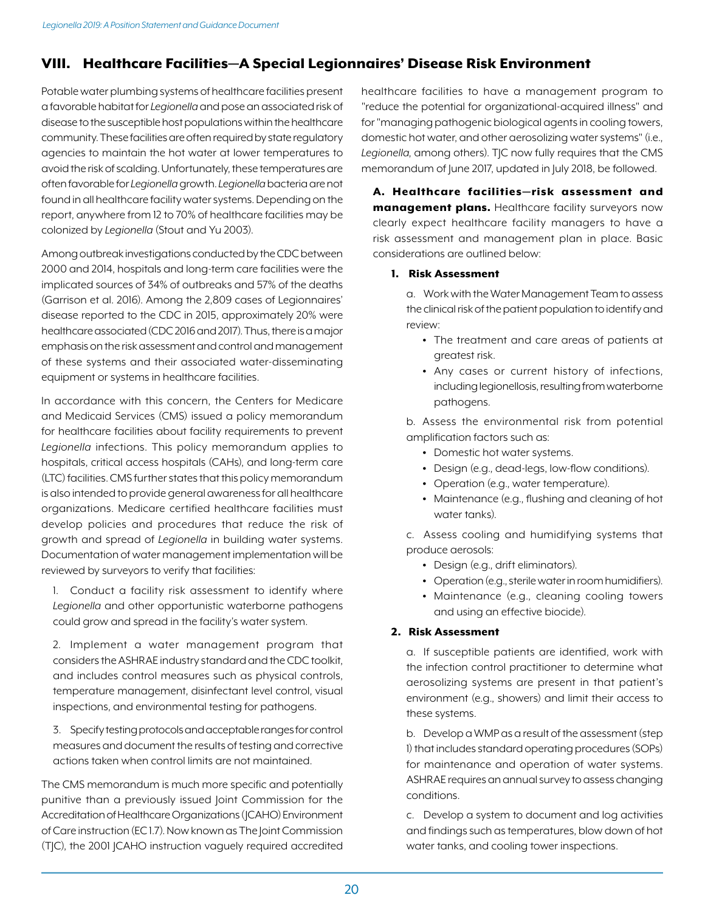## VIII. Healthcare Facilities—A Special Legionnaires' Disease Risk Environment

Potable water plumbing systems of healthcare facilities present a favorable habitat for *Legionella* and pose an associated risk of disease to the susceptible host populations within the healthcare community. These facilities are often required by state regulatory agencies to maintain the hot water at lower temperatures to avoid the risk of scalding. Unfortunately, these temperatures are often favorable for *Legionella* growth. *Legionella* bacteria are not found in all healthcare facility water systems. Depending on the report, anywhere from 12 to 70% of healthcare facilities may be colonized by *Legionella* (Stout and Yu 2003).

Among outbreak investigations conducted by the CDC between 2000 and 2014, hospitals and long-term care facilities were the implicated sources of 34% of outbreaks and 57% of the deaths (Garrison et al. 2016). Among the 2,809 cases of Legionnaires' disease reported to the CDC in 2015, approximately 20% were healthcare associated (CDC 2016 and 2017). Thus, there is a major emphasis on the risk assessment and control and management of these systems and their associated water-disseminating equipment or systems in healthcare facilities.

In accordance with this concern, the Centers for Medicare and Medicaid Services (CMS) issued a policy memorandum for healthcare facilities about facility requirements to prevent *Legionella* infections. This policy memorandum applies to hospitals, critical access hospitals (CAHs), and long-term care (LTC) facilities. CMS further states that this policy memorandum is also intended to provide general awareness for all healthcare organizations. Medicare certified healthcare facilities must develop policies and procedures that reduce the risk of growth and spread of *Legionella* in building water systems. Documentation of water management implementation will be reviewed by surveyors to verify that facilities:

1. Conduct a facility risk assessment to identify where *Legionella* and other opportunistic waterborne pathogens could grow and spread in the facility's water system.

2. Implement a water management program that considers the ASHRAE industry standard and the CDC toolkit, and includes control measures such as physical controls, temperature management, disinfectant level control, visual inspections, and environmental testing for pathogens.

3. Specify testing protocols and acceptable ranges for control measures and document the results of testing and corrective actions taken when control limits are not maintained.

The CMS memorandum is much more specific and potentially punitive than a previously issued Joint Commission for the Accreditation of Healthcare Organizations (JCAHO) Environment of Care instruction (EC 1.7). Now known as The Joint Commission (TJC), the 2001 JCAHO instruction vaguely required accredited healthcare facilities to have a management program to "reduce the potential for organizational-acquired illness" and for "managing pathogenic biological agents in cooling towers, domestic hot water, and other aerosolizing water systems" (i.e., *Legionella*, among others). TJC now fully requires that the CMS memorandum of June 2017, updated in July 2018, be followed.

**A. Healthcare facilities—risk assessment and management plans.** Healthcare facility surveyors now clearly expect healthcare facility managers to have a risk assessment and management plan in place. Basic considerations are outlined below:

### 1. Risk Assessment

a. Work with the Water Management Team to assess the clinical risk of the patient population to identify and review:

- The treatment and care areas of patients at greatest risk.
- Any cases or current history of infections, including legionellosis, resulting from waterborne pathogens.

b. Assess the environmental risk from potential amplification factors such as:

- Domestic hot water systems.
- Design (e.g., dead-legs, low-flow conditions).
- Operation (e.g., water temperature).
- Maintenance (e.g., flushing and cleaning of hot water tanks).

c. Assess cooling and humidifying systems that produce aerosols:

- Design (e.g., drift eliminators).
- Operation (e.g., sterile water in room humidifiers).
- Maintenance (e.g., cleaning cooling towers and using an effective biocide).

### 2. Risk Assessment

a. If susceptible patients are identified, work with the infection control practitioner to determine what aerosolizing systems are present in that patient's environment (e.g., showers) and limit their access to these systems.

b. Develop a WMP as a result of the assessment (step 1) that includes standard operating procedures (SOPs) for maintenance and operation of water systems. ASHRAE requires an annual survey to assess changing conditions.

c. Develop a system to document and log activities and findings such as temperatures, blow down of hot water tanks, and cooling tower inspections.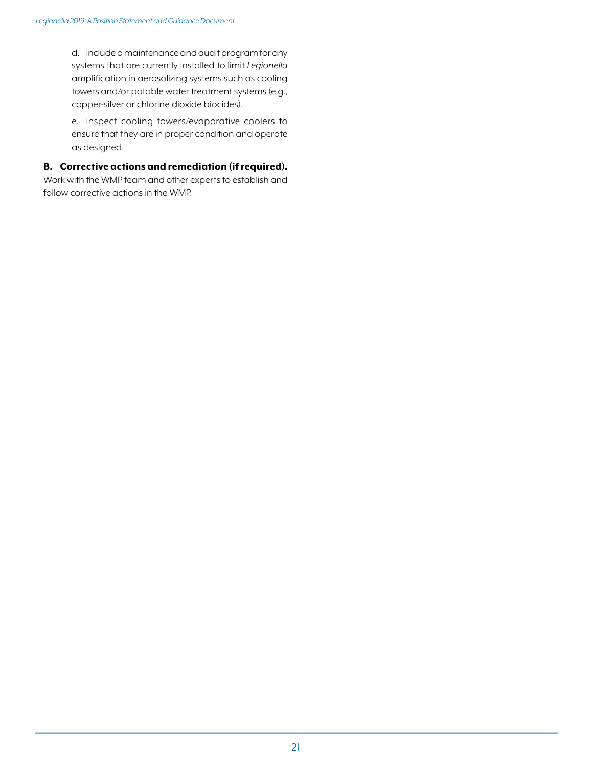d. Include a maintenance and audit program for any systems that are currently installed to limit *Legionella* amplification in aerosolizing systems such as cooling towers and/or potable water treatment systems (e.g., copper-silver or chlorine dioxide biocides).

e. Inspect cooling towers/evaporative coolers to ensure that they are in proper condition and operate as designed.

**B. Corrective actions and remediation (if required).**
Work with the WMP team and other experts to establish and follow corrective actions in the WMP.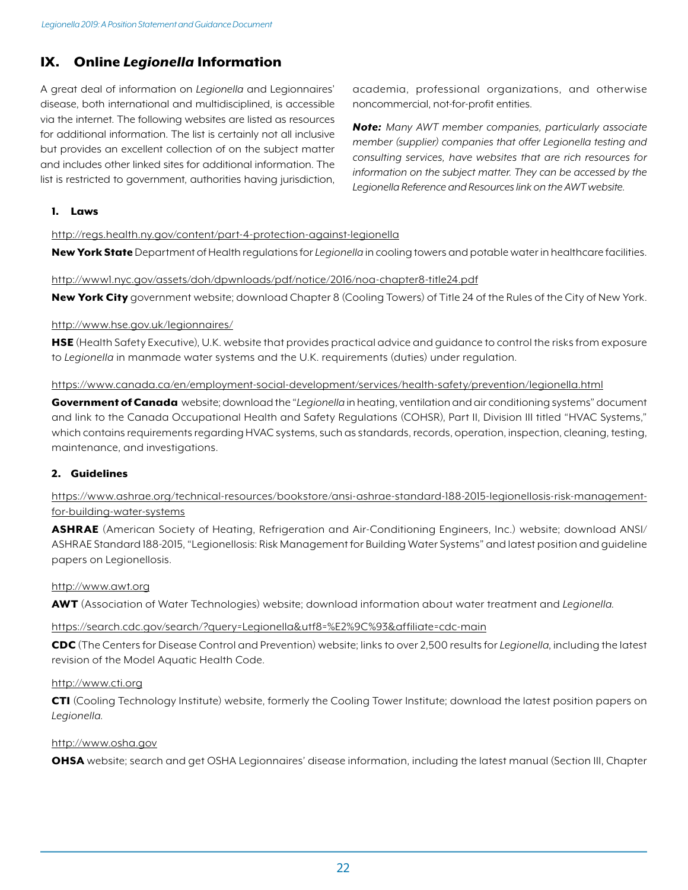## IX. Online *Legionella* Information

A great deal of information on *Legionella* and Legionnaires' disease, both international and multidisciplined, is accessible via the internet. The following websites are listed as resources for additional information. The list is certainly not all inclusive but provides an excellent collection of on the subject matter and includes other linked sites for additional information. The list is restricted to government, authorities having jurisdiction, academia, professional organizations, and otherwise noncommercial, not-for-profit entities.

***Note:*** *Many AWT member companies, particularly associate member (supplier) companies that offer Legionella testing and consulting services, have websites that are rich resources for information on the subject matter. They can be accessed by the Legionella Reference and Resources link on the AWT website.*

### 1. Laws

http://regs.health.ny.gov/content/part-4-protection-against-legionella

**New York State** Department of Health regulations for *Legionella* in cooling towers and potable water in healthcare facilities.

http://www1.nyc.gov/assets/doh/dpwnloads/pdf/notice/2016/noa-chapter8-title24.pdf

**New York City** government website; download Chapter 8 (Cooling Towers) of Title 24 of the Rules of the City of New York.

http://www.hse.gov.uk/legionnaires/

**HSE** (Health Safety Executive), U.K. website that provides practical advice and guidance to control the risks from exposure to *Legionella* in manmade water systems and the U.K. requirements (duties) under regulation.

https://www.canada.ca/en/employment-social-development/services/health-safety/prevention/legionella.html

**Government of Canada** website; download the "*Legionella* in heating, ventilation and air conditioning systems" document and link to the Canada Occupational Health and Safety Regulations (COHSR), Part II, Division III titled "HVAC Systems," which contains requirements regarding HVAC systems, such as standards, records, operation, inspection, cleaning, testing, maintenance, and investigations.

### 2. Guidelines

https://www.ashrae.org/technical-resources/bookstore/ansi-ashrae-standard-188-2015-legionellosis-risk-management-for-building-water-systems

**ASHRAE** (American Society of Heating, Refrigeration and Air-Conditioning Engineers, Inc.) website; download ANSI/ASHRAE Standard 188-2015, "Legionellosis: Risk Management for Building Water Systems" and latest position and guideline papers on Legionellosis.

http://www.awt.org

**AWT** (Association of Water Technologies) website; download information about water treatment and *Legionella*.

https://search.cdc.gov/search/?query=Legionella&utf8=%E2%9C%93&affiliate=cdc-main

**CDC** (The Centers for Disease Control and Prevention) website; links to over 2,500 results for *Legionella*, including the latest revision of the Model Aquatic Health Code.

http://www.cti.org

**CTI** (Cooling Technology Institute) website, formerly the Cooling Tower Institute; download the latest position papers on *Legionella*.

http://www.osha.gov

**OHSA** website; search and get OSHA Legionnaires' disease information, including the latest manual (Section III, Chapter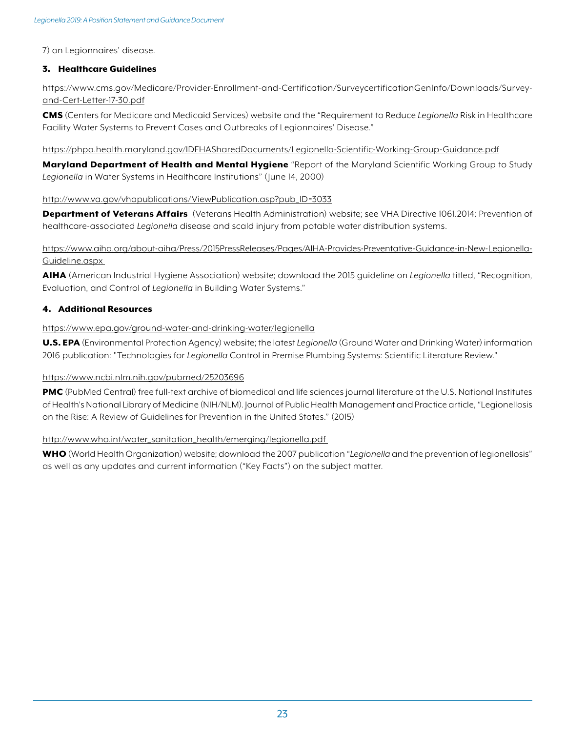7) on Legionnaires' disease.

### 3. Healthcare Guidelines

https://www.cms.gov/Medicare/Provider-Enrollment-and-Certification/SurveycertificationGenInfo/Downloads/Survey-and-Cert-Letter-17-30.pdf

**CMS** (Centers for Medicare and Medicaid Services) website and the "Requirement to Reduce *Legionella* Risk in Healthcare Facility Water Systems to Prevent Cases and Outbreaks of Legionnaires' Disease."

https://phpa.health.maryland.gov/IDEHASharedDocuments/Legionella-Scientific-Working-Group-Guidance.pdf

**Maryland Department of Health and Mental Hygiene** "Report of the Maryland Scientific Working Group to Study *Legionella* in Water Systems in Healthcare Institutions" (June 14, 2000)

http://www.va.gov/vhapublications/ViewPublication.asp?pub_ID=3033

**Department of Veterans Affairs** (Veterans Health Administration) website; see VHA Directive 1061.2014: Prevention of healthcare-associated *Legionella* disease and scald injury from potable water distribution systems.

https://www.aiha.org/about-aiha/Press/2015PressReleases/Pages/AIHA-Provides-Preventative-Guidance-in-New-Legionella-Guideline.aspx

**AIHA** (American Industrial Hygiene Association) website; download the 2015 guideline on *Legionella* titled, "Recognition, Evaluation, and Control of *Legionella* in Building Water Systems."

### 4. Additional Resources

https://www.epa.gov/ground-water-and-drinking-water/legionella

**U.S. EPA** (Environmental Protection Agency) website; the latest *Legionella* (Ground Water and Drinking Water) information 2016 publication: "Technologies for *Legionella* Control in Premise Plumbing Systems: Scientific Literature Review."

https://www.ncbi.nlm.nih.gov/pubmed/25203696

**PMC** (PubMed Central) free full-text archive of biomedical and life sciences journal literature at the U.S. National Institutes of Health's National Library of Medicine (NIH/NLM). Journal of Public Health Management and Practice article, "Legionellosis on the Rise: A Review of Guidelines for Prevention in the United States." (2015)

http://www.who.int/water_sanitation_health/emerging/legionella.pdf

**WHO** (World Health Organization) website; download the 2007 publication "*Legionella* and the prevention of legionellosis" as well as any updates and current information ("Key Facts") on the subject matter.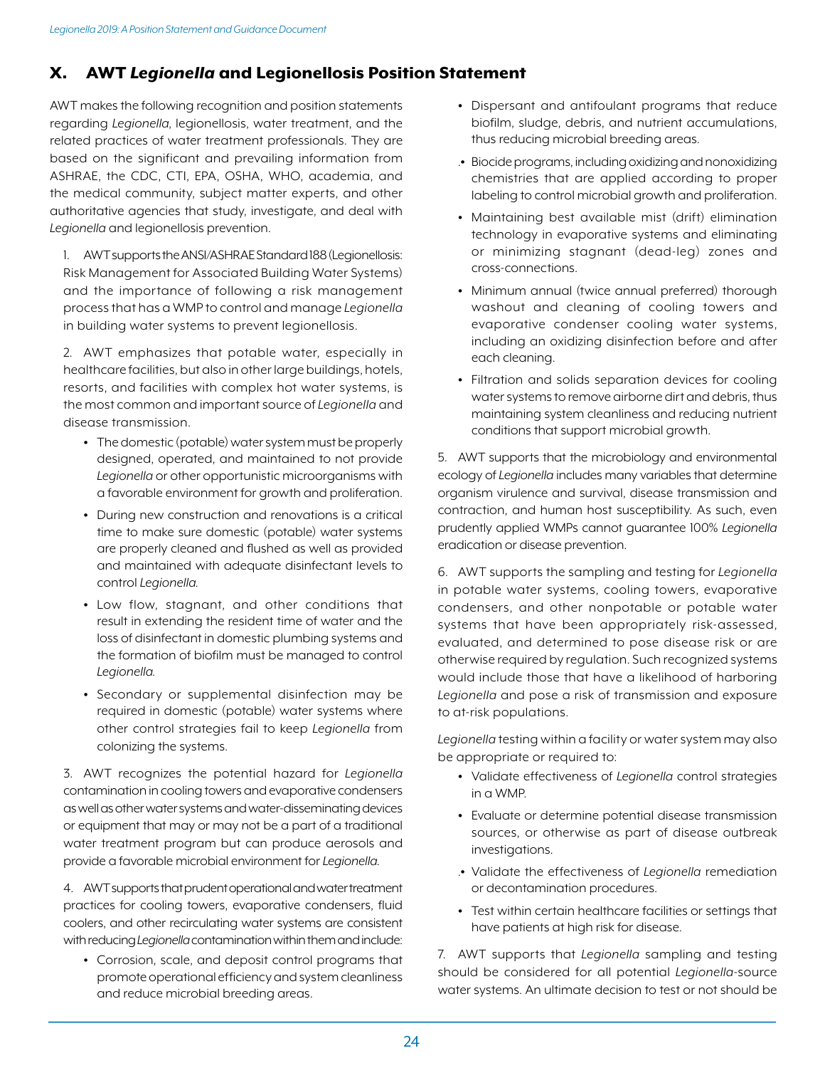## X. AWT *Legionella* and Legionellosis Position Statement

AWT makes the following recognition and position statements regarding *Legionella*, legionellosis, water treatment, and the related practices of water treatment professionals. They are based on the significant and prevailing information from ASHRAE, the CDC, CTI, EPA, OSHA, WHO, academia, and the medical community, subject matter experts, and other authoritative agencies that study, investigate, and deal with *Legionella* and legionellosis prevention.

1. AWT supports the ANSI/ASHRAE Standard 188 (Legionellosis: Risk Management for Associated Building Water Systems) and the importance of following a risk management process that has a WMP to control and manage *Legionella* in building water systems to prevent legionellosis.

2. AWT emphasizes that potable water, especially in healthcare facilities, but also in other large buildings, hotels, resorts, and facilities with complex hot water systems, is the most common and important source of *Legionella* and disease transmission.
   - The domestic (potable) water system must be properly designed, operated, and maintained to not provide *Legionella* or other opportunistic microorganisms with a favorable environment for growth and proliferation.
   - During new construction and renovations is a critical time to make sure domestic (potable) water systems are properly cleaned and flushed as well as provided and maintained with adequate disinfectant levels to control *Legionella*.
   - Low flow, stagnant, and other conditions that result in extending the resident time of water and the loss of disinfectant in domestic plumbing systems and the formation of biofilm must be managed to control *Legionella*.
   - Secondary or supplemental disinfection may be required in domestic (potable) water systems where other control strategies fail to keep *Legionella* from colonizing the systems.

3. AWT recognizes the potential hazard for *Legionella* contamination in cooling towers and evaporative condensers as well as other water systems and water-disseminating devices or equipment that may or may not be a part of a traditional water treatment program but can produce aerosols and provide a favorable microbial environment for *Legionella*.

4. AWT supports that prudent operational and water treatment practices for cooling towers, evaporative condensers, fluid coolers, and other recirculating water systems are consistent with reducing *Legionella* contamination within them and include:
   - Corrosion, scale, and deposit control programs that promote operational efficiency and system cleanliness and reduce microbial breeding areas.
   - Dispersant and antifoulant programs that reduce biofilm, sludge, debris, and nutrient accumulations, thus reducing microbial breeding areas.
   - Biocide programs, including oxidizing and nonoxidizing chemistries that are applied according to proper labeling to control microbial growth and proliferation.
   - Maintaining best available mist (drift) elimination technology in evaporative systems and eliminating or minimizing stagnant (dead-leg) zones and cross-connections.
   - Minimum annual (twice annual preferred) thorough washout and cleaning of cooling towers and evaporative condenser cooling water systems, including an oxidizing disinfection before and after each cleaning.
   - Filtration and solids separation devices for cooling water systems to remove airborne dirt and debris, thus maintaining system cleanliness and reducing nutrient conditions that support microbial growth.

5. AWT supports that the microbiology and environmental ecology of *Legionella* includes many variables that determine organism virulence and survival, disease transmission and contraction, and human host susceptibility. As such, even prudently applied WMPs cannot guarantee 100% *Legionella* eradication or disease prevention.

6. AWT supports the sampling and testing for *Legionella* in potable water systems, cooling towers, evaporative condensers, and other nonpotable or potable water systems that have been appropriately risk-assessed, evaluated, and determined to pose disease risk or are otherwise required by regulation. Such recognized systems would include those that have a likelihood of harboring *Legionella* and pose a risk of transmission and exposure to at-risk populations.

*Legionella* testing within a facility or water system may also be appropriate or required to:
   - Validate effectiveness of *Legionella* control strategies in a WMP.
   - Evaluate or determine potential disease transmission sources, or otherwise as part of disease outbreak investigations.
   - Validate the effectiveness of *Legionella* remediation or decontamination procedures.
   - Test within certain healthcare facilities or settings that have patients at high risk for disease.

7. AWT supports that *Legionella* sampling and testing should be considered for all potential *Legionella*-source water systems. An ultimate decision to test or not should be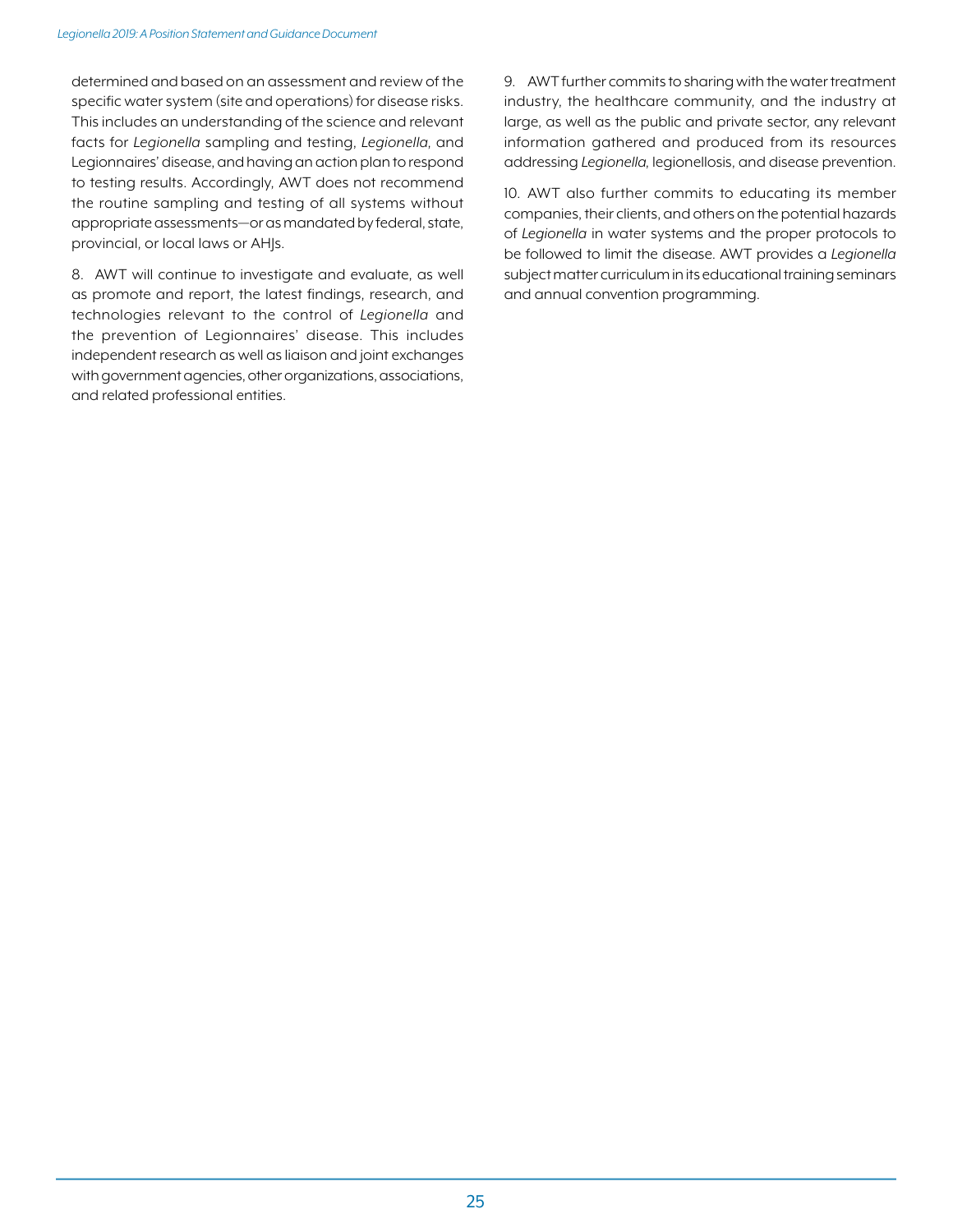determined and based on an assessment and review of the specific water system (site and operations) for disease risks. This includes an understanding of the science and relevant facts for *Legionella* sampling and testing, *Legionella*, and Legionnaires' disease, and having an action plan to respond to testing results. Accordingly, AWT does not recommend the routine sampling and testing of all systems without appropriate assessments—or as mandated by federal, state, provincial, or local laws or AHJs.

8. AWT will continue to investigate and evaluate, as well as promote and report, the latest findings, research, and technologies relevant to the control of *Legionella* and the prevention of Legionnaires' disease. This includes independent research as well as liaison and joint exchanges with government agencies, other organizations, associations, and related professional entities.

9. AWT further commits to sharing with the water treatment industry, the healthcare community, and the industry at large, as well as the public and private sector, any relevant information gathered and produced from its resources addressing *Legionella*, legionellosis, and disease prevention.

10. AWT also further commits to educating its member companies, their clients, and others on the potential hazards of *Legionella* in water systems and the proper protocols to be followed to limit the disease. AWT provides a *Legionella* subject matter curriculum in its educational training seminars and annual convention programming.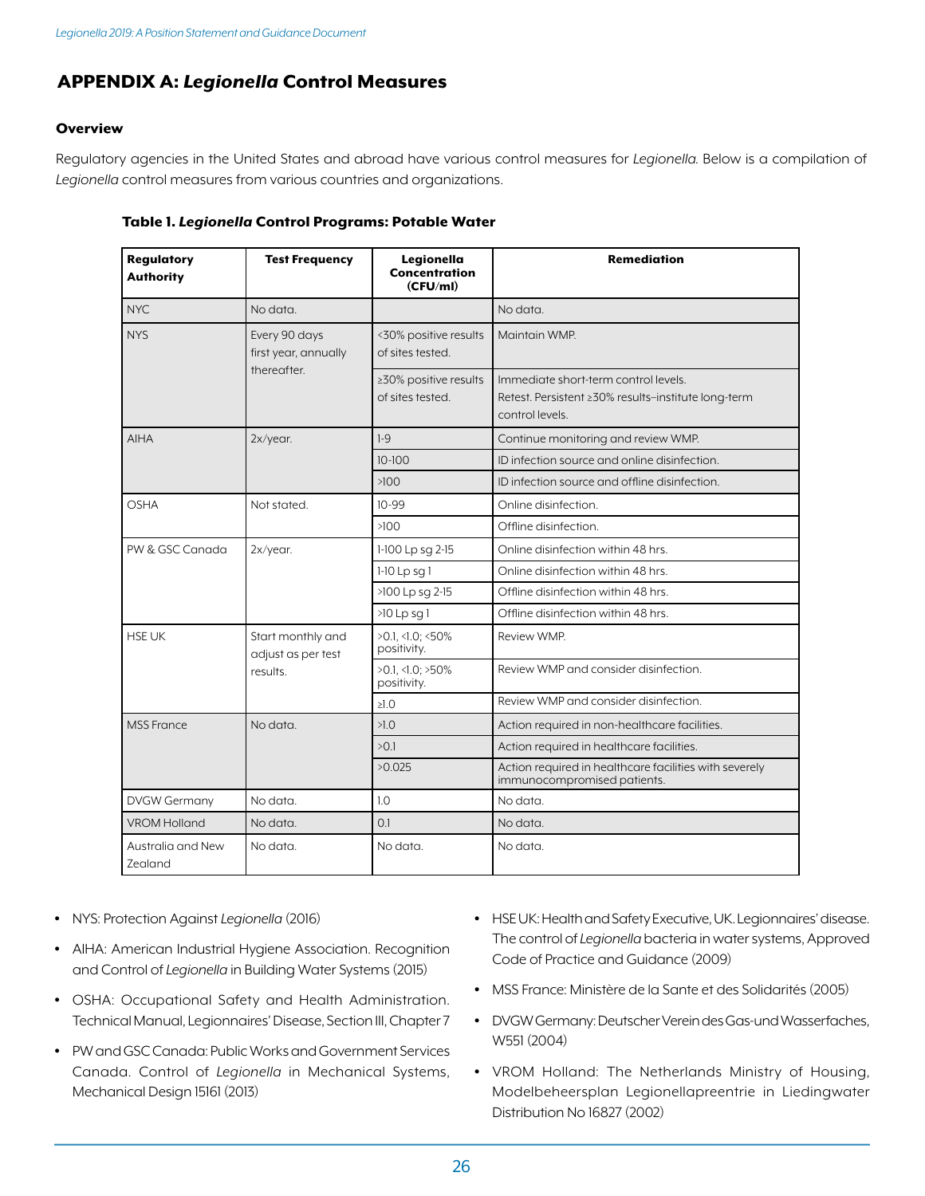## APPENDIX A: *Legionella* Control Measures

### Overview

Regulatory agencies in the United States and abroad have various control measures for *Legionella.* Below is a compilation of *Legionella* control measures from various countries and organizations.

**Table 1. *Legionella* Control Programs: Potable Water**

| Regulatory Authority | Test Frequency | Legionella Concentration (CFU/ml) | Remediation |
|---|---|---|---|
| NYC | No data. | | No data. |
| NYS | Every 90 days first year, annually thereafter. | <30% positive results of sites tested. | Maintain WMP. |
| | | ≥30% positive results of sites tested. | Immediate short-term control levels. Retest. Persistent ≥30% results–institute long-term control levels. |
| AIHA | 2x/year. | 1-9 | Continue monitoring and review WMP. |
| | | 10-100 | ID infection source and online disinfection. |
| | | >100 | ID infection source and offline disinfection. |
| OSHA | Not stated. | 10-99 | Online disinfection. |
| | | >100 | Offline disinfection. |
| PW & GSC Canada | 2x/year. | 1-100 Lp sg 2-15 | Online disinfection within 48 hrs. |
| | | 1-10 Lp sg 1 | Online disinfection within 48 hrs. |
| | | >100 Lp sg 2-15 | Offline disinfection within 48 hrs. |
| | | >10 Lp sg 1 | Offline disinfection within 48 hrs. |
| HSE UK | Start monthly and adjust as per test results. | >0.1, <1.0; <50% positivity. | Review WMP. |
| | | >0.1, <1.0; >50% positivity. | Review WMP and consider disinfection. |
| | | ≥1.0 | Review WMP and consider disinfection. |
| MSS France | No data. | >1.0 | Action required in non-healthcare facilities. |
| | | >0.1 | Action required in healthcare facilities. |
| | | >0.025 | Action required in healthcare facilities with severely immunocompromised patients. |
| DVGW Germany | No data. | 1.0 | No data. |
| VROM Holland | No data. | 0.1 | No data. |
| Australia and New Zealand | No data. | No data. | No data. |

- NYS: Protection Against *Legionella* (2016)
- AIHA: American Industrial Hygiene Association. Recognition and Control of *Legionella* in Building Water Systems (2015)
- OSHA: Occupational Safety and Health Administration. Technical Manual, Legionnaires' Disease, Section III, Chapter 7
- PW and GSC Canada: Public Works and Government Services Canada. Control of *Legionella* in Mechanical Systems, Mechanical Design 15161 (2013)
- HSE UK: Health and Safety Executive, UK. Legionnaires' disease. The control of *Legionella* bacteria in water systems, Approved Code of Practice and Guidance (2009)
- MSS France: Ministère de la Sante et des Solidarités (2005)
- DVGW Germany: Deutscher Verein des Gas-und Wasserfaches, W551 (2004)
- VROM Holland: The Netherlands Ministry of Housing, Modelbeheersplan Legionellapreentrie in Liedingwater Distribution No 16827 (2002)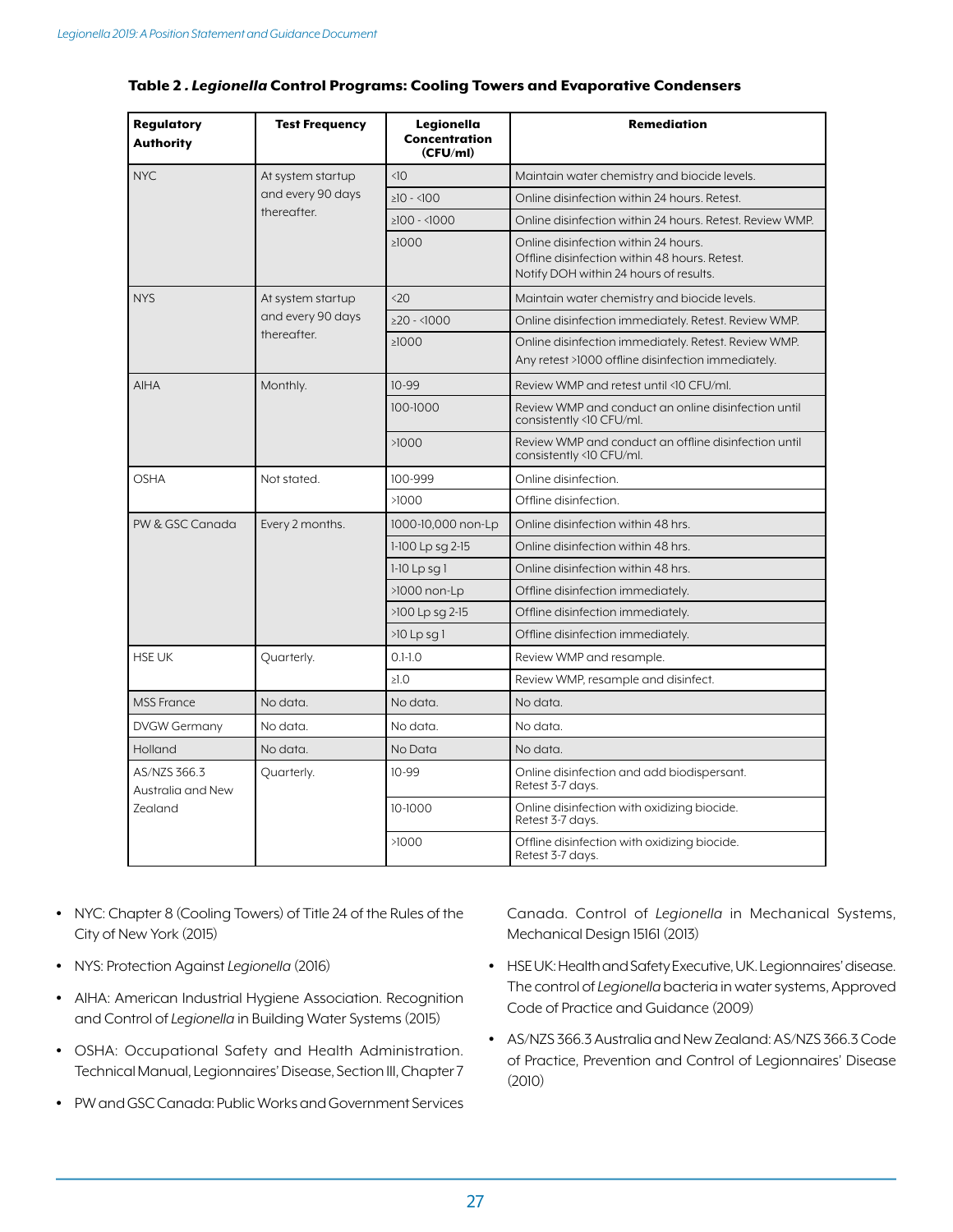**Table 2 . *Legionella* Control Programs: Cooling Towers and Evaporative Condensers**

| Regulatory Authority | Test Frequency | Legionella Concentration (CFU/ml) | Remediation |
|---|---|---|---|
| NYC | At system startup and every 90 days thereafter. | <10 | Maintain water chemistry and biocide levels. |
| | | ≥10 - <100 | Online disinfection within 24 hours. Retest. |
| | | ≥100 - <1000 | Online disinfection within 24 hours. Retest. Review WMP. |
| | | ≥1000 | Online disinfection within 24 hours. Offline disinfection within 48 hours. Retest. Notify DOH within 24 hours of results. |
| NYS | At system startup and every 90 days thereafter. | <20 | Maintain water chemistry and biocide levels. |
| | | ≥20 - <1000 | Online disinfection immediately. Retest. Review WMP. |
| | | ≥1000 | Online disinfection immediately. Retest. Review WMP. Any retest >1000 offline disinfection immediately. |
| AIHA | Monthly. | 10-99 | Review WMP and retest until <10 CFU/ml. |
| | | 100-1000 | Review WMP and conduct an online disinfection until consistently <10 CFU/ml. |
| | | >1000 | Review WMP and conduct an offline disinfection until consistently <10 CFU/ml. |
| OSHA | Not stated. | 100-999 | Online disinfection. |
| | | >1000 | Offline disinfection. |
| PW & GSC Canada | Every 2 months. | 1000-10,000 non-Lp | Online disinfection within 48 hrs. |
| | | 1-100 Lp sg 2-15 | Online disinfection within 48 hrs. |
| | | 1-10 Lp sg 1 | Online disinfection within 48 hrs. |
| | | >1000 non-Lp | Offline disinfection immediately. |
| | | >100 Lp sg 2-15 | Offline disinfection immediately. |
| | | >10 Lp sg 1 | Offline disinfection immediately. |
| HSE UK | Quarterly. | 0.1-1.0 | Review WMP and resample. |
| | | ≥1.0 | Review WMP, resample and disinfect. |
| MSS France | No data. | No data. | No data. |
| DVGW Germany | No data. | No data. | No data. |
| Holland | No data. | No Data | No data. |
| AS/NZS 366.3 Australia and New Zealand | Quarterly. | 10-99 | Online disinfection and add biodispersant. Retest 3-7 days. |
| | | 10-1000 | Online disinfection with oxidizing biocide. Retest 3-7 days. |
| | | >1000 | Offline disinfection with oxidizing biocide. Retest 3-7 days. |

- NYC: Chapter 8 (Cooling Towers) of Title 24 of the Rules of the City of New York (2015)
- NYS: Protection Against *Legionella* (2016)
- AIHA: American Industrial Hygiene Association. Recognition and Control of *Legionella* in Building Water Systems (2015)
- OSHA: Occupational Safety and Health Administration. Technical Manual, Legionnaires' Disease, Section III, Chapter 7
- PW and GSC Canada: Public Works and Government Services Canada. Control of *Legionella* in Mechanical Systems, Mechanical Design 15161 (2013)
- HSE UK: Health and Safety Executive, UK. Legionnaires' disease. The control of *Legionella* bacteria in water systems, Approved Code of Practice and Guidance (2009)
- AS/NZS 366.3 Australia and New Zealand: AS/NZS 366.3 Code of Practice, Prevention and Control of Legionnaires' Disease (2010)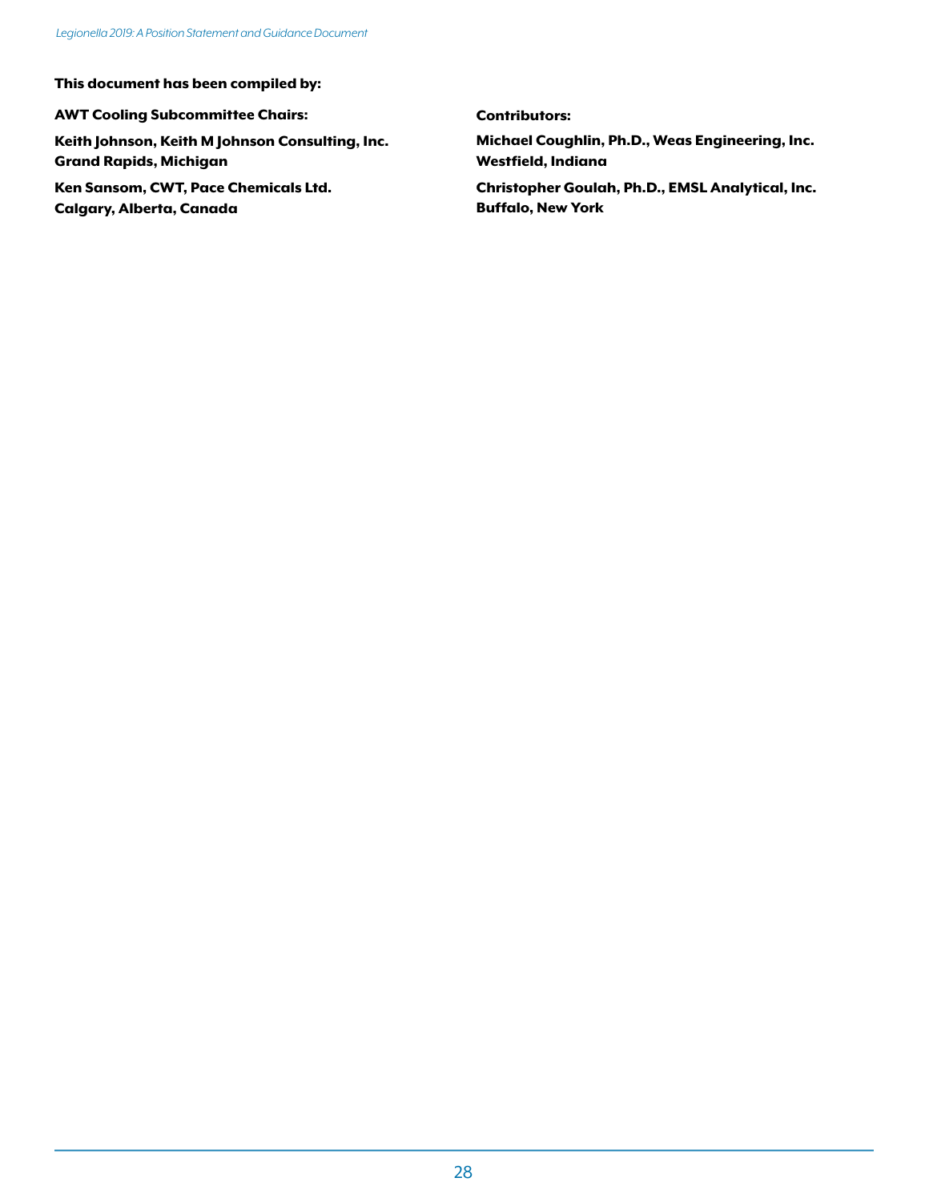**This document has been compiled by:**

**AWT Cooling Subcommittee Chairs:**

**Keith Johnson, Keith M Johnson Consulting, Inc.**
**Grand Rapids, Michigan**

**Ken Sansom, CWT, Pace Chemicals Ltd.**
**Calgary, Alberta, Canada**

**Contributors:**

**Michael Coughlin, Ph.D., Weas Engineering, Inc.**
**Westfield, Indiana**

**Christopher Goulah, Ph.D., EMSL Analytical, Inc.**
**Buffalo, New York**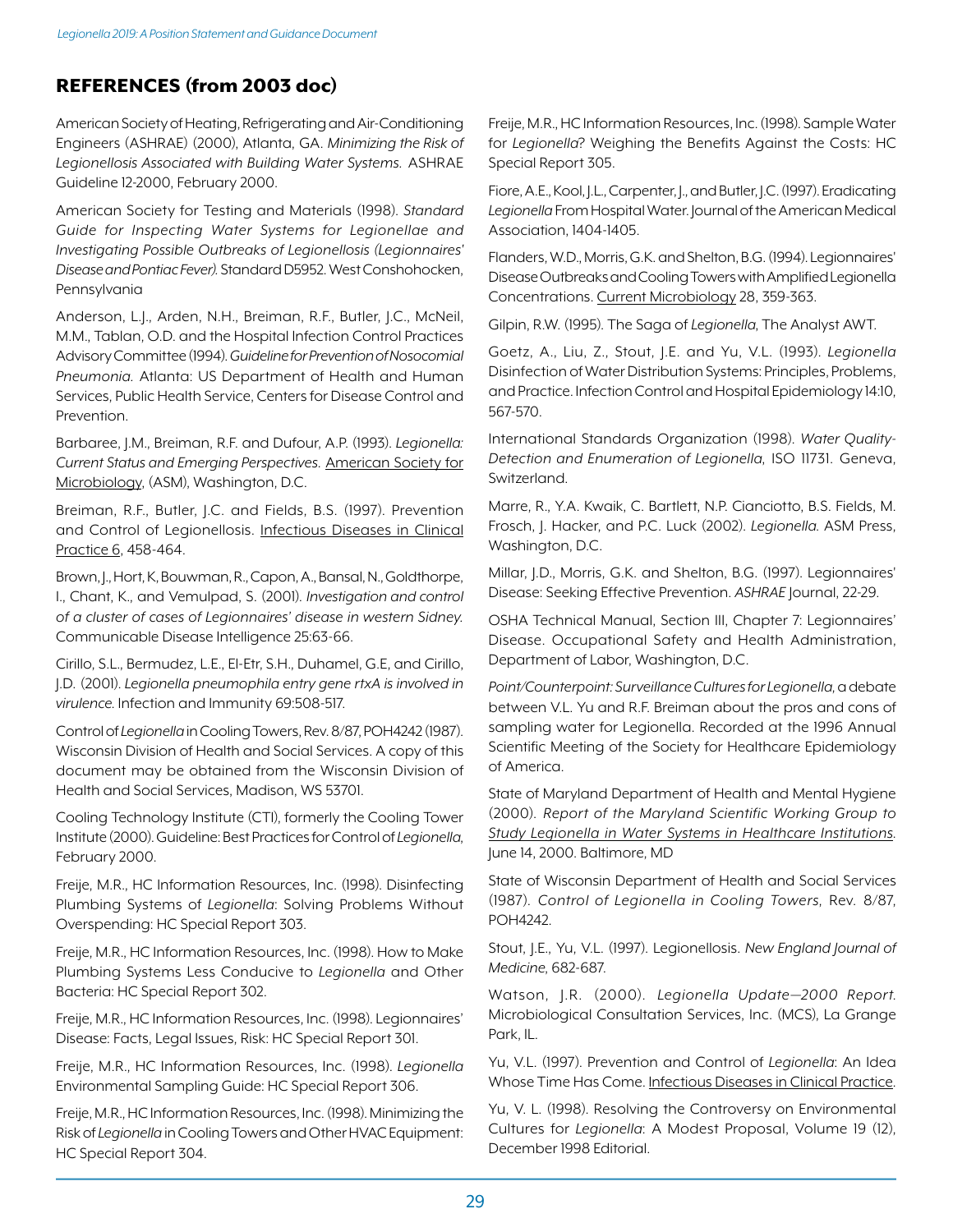## REFERENCES (from 2003 doc)

American Society of Heating, Refrigerating and Air-Conditioning Engineers (ASHRAE) (2000), Atlanta, GA. *Minimizing the Risk of Legionellosis Associated with Building Water Systems.* ASHRAE Guideline 12-2000, February 2000.

American Society for Testing and Materials (1998). *Standard Guide for Inspecting Water Systems for Legionellae and Investigating Possible Outbreaks of Legionellosis (Legionnaires' Disease and Pontiac Fever).* Standard D5952. West Conshohocken, Pennsylvania

Anderson, L.J., Arden, N.H., Breiman, R.F., Butler, J.C., McNeil, M.M., Tablan, O.D. and the Hospital Infection Control Practices Advisory Committee (1994). *Guideline for Prevention of Nosocomial Pneumonia.* Atlanta: US Department of Health and Human Services, Public Health Service, Centers for Disease Control and Prevention.

Barbaree, J.M., Breiman, R.F. and Dufour, A.P. (1993). *Legionella: Current Status and Emerging Perspectives.* American Society for Microbiology, (ASM), Washington, D.C.

Breiman, R.F., Butler, J.C. and Fields, B.S. (1997). Prevention and Control of Legionellosis. Infectious Diseases in Clinical Practice 6, 458-464.

Brown, J., Hort, K, Bouwman, R., Capon, A., Bansal, N., Goldthorpe, I., Chant, K., and Vemulpad, S. (2001). *Investigation and control of a cluster of cases of Legionnaires' disease in western Sidney.* Communicable Disease Intelligence 25:63-66.

Cirillo, S.L., Bermudez, L.E., El-Etr, S.H., Duhamel, G.E, and Cirillo, J.D. (2001). *Legionella pneumophila entry gene rtxA is involved in virulence.* Infection and Immunity 69:508-517.

Control of *Legionella* in Cooling Towers, Rev. 8/87, POH4242 (1987). Wisconsin Division of Health and Social Services. A copy of this document may be obtained from the Wisconsin Division of Health and Social Services, Madison, WS 53701.

Cooling Technology Institute (CTI), formerly the Cooling Tower Institute (2000). Guideline: Best Practices for Control of *Legionella*, February 2000.

Freije, M.R., HC Information Resources, Inc. (1998). Disinfecting Plumbing Systems of *Legionella*: Solving Problems Without Overspending: HC Special Report 303.

Freije, M.R., HC Information Resources, Inc. (1998). How to Make Plumbing Systems Less Conducive to *Legionella* and Other Bacteria: HC Special Report 302.

Freije, M.R., HC Information Resources, Inc. (1998). Legionnaires' Disease: Facts, Legal Issues, Risk: HC Special Report 301.

Freije, M.R., HC Information Resources, Inc. (1998). *Legionella* Environmental Sampling Guide: HC Special Report 306.

Freije, M.R., HC Information Resources, Inc. (1998). Minimizing the Risk of *Legionella* in Cooling Towers and Other HVAC Equipment: HC Special Report 304.

Freije, M.R., HC Information Resources, Inc. (1998). Sample Water for *Legionella*? Weighing the Benefits Against the Costs: HC Special Report 305.

Fiore, A.E., Kool, J.L., Carpenter, J., and Butler, J.C. (1997). Eradicating *Legionella* From Hospital Water. Journal of the American Medical Association, 1404-1405.

Flanders, W.D., Morris, G.K. and Shelton, B.G. (1994). Legionnaires' Disease Outbreaks and Cooling Towers with Amplified Legionella Concentrations. Current Microbiology 28, 359-363.

Gilpin, R.W. (1995). The Saga of *Legionella*, The Analyst AWT.

Goetz, A., Liu, Z., Stout, J.E. and Yu, V.L. (1993). *Legionella* Disinfection of Water Distribution Systems: Principles, Problems, and Practice. Infection Control and Hospital Epidemiology 14:10, 567-570.

International Standards Organization (1998). *Water Quality-Detection and Enumeration of Legionella*, ISO 11731. Geneva, Switzerland.

Marre, R., Y.A. Kwaik, C. Bartlett, N.P. Cianciotto, B.S. Fields, M. Frosch, J. Hacker, and P.C. Luck (2002). *Legionella.* ASM Press, Washington, D.C.

Millar, J.D., Morris, G.K. and Shelton, B.G. (1997). Legionnaires' Disease: Seeking Effective Prevention. *ASHRAE* Journal, 22-29.

OSHA Technical Manual, Section III, Chapter 7: Legionnaires' Disease. Occupational Safety and Health Administration, Department of Labor, Washington, D.C.

*Point/Counterpoint: Surveillance Cultures for Legionella*, a debate between V.L. Yu and R.F. Breiman about the pros and cons of sampling water for Legionella. Recorded at the 1996 Annual Scientific Meeting of the Society for Healthcare Epidemiology of America.

State of Maryland Department of Health and Mental Hygiene (2000). *Report of the Maryland Scientific Working Group to Study Legionella in Water Systems in Healthcare Institutions*. June 14, 2000. Baltimore, MD

State of Wisconsin Department of Health and Social Services (1987). *Control of Legionella in Cooling Towers*, Rev. 8/87, POH4242.

Stout, J.E., Yu, V.L. (1997). Legionellosis. *New England Journal of Medicine*, 682-687.

Watson, J.R. (2000). *Legionella Update—2000 Report.* Microbiological Consultation Services, Inc. (MCS), La Grange Park, IL.

Yu, V.L. (1997). Prevention and Control of *Legionella*: An Idea Whose Time Has Come. Infectious Diseases in Clinical Practice.

Yu, V. L. (1998). Resolving the Controversy on Environmental Cultures for *Legionella*: A Modest Proposal, Volume 19 (12), December 1998 Editorial.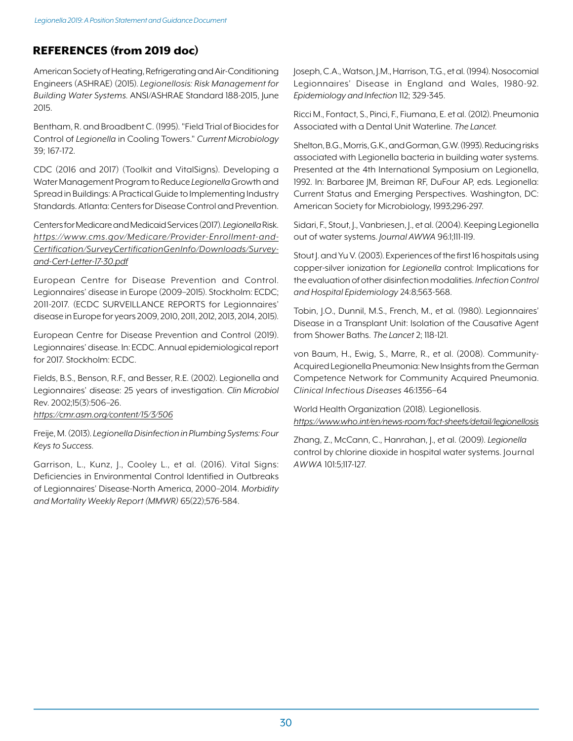## REFERENCES (from 2019 doc)

American Society of Heating, Refrigerating and Air-Conditioning Engineers (ASHRAE) (2015). *Legionellosis: Risk Management for Building Water Systems.* ANSI/ASHRAE Standard 188-2015, June 2015.

Bentham, R. and Broadbent C. (1995). "Field Trial of Biocides for Control of *Legionella* in Cooling Towers." *Current Microbiology* 39; 167-172.

CDC (2016 and 2017) (Toolkit and VitalSigns). Developing a Water Management Program to Reduce *Legionella* Growth and Spread in Buildings: A Practical Guide to Implementing Industry Standards. Atlanta: Centers for Disease Control and Prevention.

Centers for Medicare and Medicaid Services (2017). *Legionella* Risk. *https://www.cms.gov/Medicare/Provider-Enrollment-and-Certification/SurveyCertificationGenInfo/Downloads/Survey-and-Cert-Letter-17-30.pdf*

European Centre for Disease Prevention and Control. Legionnaires' disease in Europe (2009–2015). Stockholm: ECDC; 2011-2017. (ECDC SURVEILLANCE REPORTS for Legionnaires' disease in Europe for years 2009, 2010, 2011, 2012, 2013, 2014, 2015).

European Centre for Disease Prevention and Control (2019). Legionnaires' disease. In: ECDC. Annual epidemiological report for 2017. Stockholm: ECDC.

Fields, B.S., Benson, R.F., and Besser, R.E. (2002). Legionella and Legionnaires' disease: 25 years of investigation. *Clin Microbiol* Rev. 2002;15(3):506–26.
*https://cmr.asm.org/content/15/3/506*

Freije, M. (2013). *Legionella Disinfection in Plumbing Systems: Four Keys to Success.*

Garrison, L., Kunz, J., Cooley L., et al. (2016). Vital Signs: Deficiencies in Environmental Control Identified in Outbreaks of Legionnaires' Disease-North America, 2000–2014. *Morbidity and Mortality Weekly Report (MMWR)* 65(22);576-584.

Joseph, C.A., Watson, J.M., Harrison, T.G., et al. (1994). Nosocomial Legionnaires' Disease in England and Wales, 1980-92. *Epidemiology and Infection* 112; 329-345.

Ricci M., Fontact, S., Pinci, F., Fiumana, E. et al. (2012). Pneumonia Associated with a Dental Unit Waterline. *The Lancet.*

Shelton, B.G., Morris, G.K., and Gorman, G.W. (1993). Reducing risks associated with Legionella bacteria in building water systems. Presented at the 4th International Symposium on Legionella, 1992. In: Barbaree JM, Breiman RF, DuFour AP, eds. Legionella: Current Status and Emerging Perspectives. Washington, DC: American Society for Microbiology, 1993;296-297.

Sidari, F., Stout, J., Vanbriesen, J., et al. (2004). Keeping Legionella out of water systems. *Journal AWWA* 96:1;111-119.

Stout J. and Yu V. (2003). Experiences of the first 16 hospitals using copper-silver ionization for *Legionella* control: Implications for the evaluation of other disinfection modalities. *Infection Control and Hospital Epidemiology* 24:8;563-568.

Tobin, J.O., Dunnil, M.S., French, M., et al. (1980). Legionnaires' Disease in a Transplant Unit: Isolation of the Causative Agent from Shower Baths. *The Lancet* 2; 118-121.

von Baum, H., Ewig, S., Marre, R., et al. (2008). Community-Acquired Legionella Pneumonia: New Insights from the German Competence Network for Community Acquired Pneumonia. *Clinical Infectious Diseases* 46:1356–64

World Health Organization (2018). Legionellosis.
*https://www.who.int/en/news-room/fact-sheets/detail/legionellosis*

Zhang, Z., McCann, C., Hanrahan, J., et al. (2009). *Legionella* control by chlorine dioxide in hospital water systems. Journal *AWWA* 101:5;117-127.